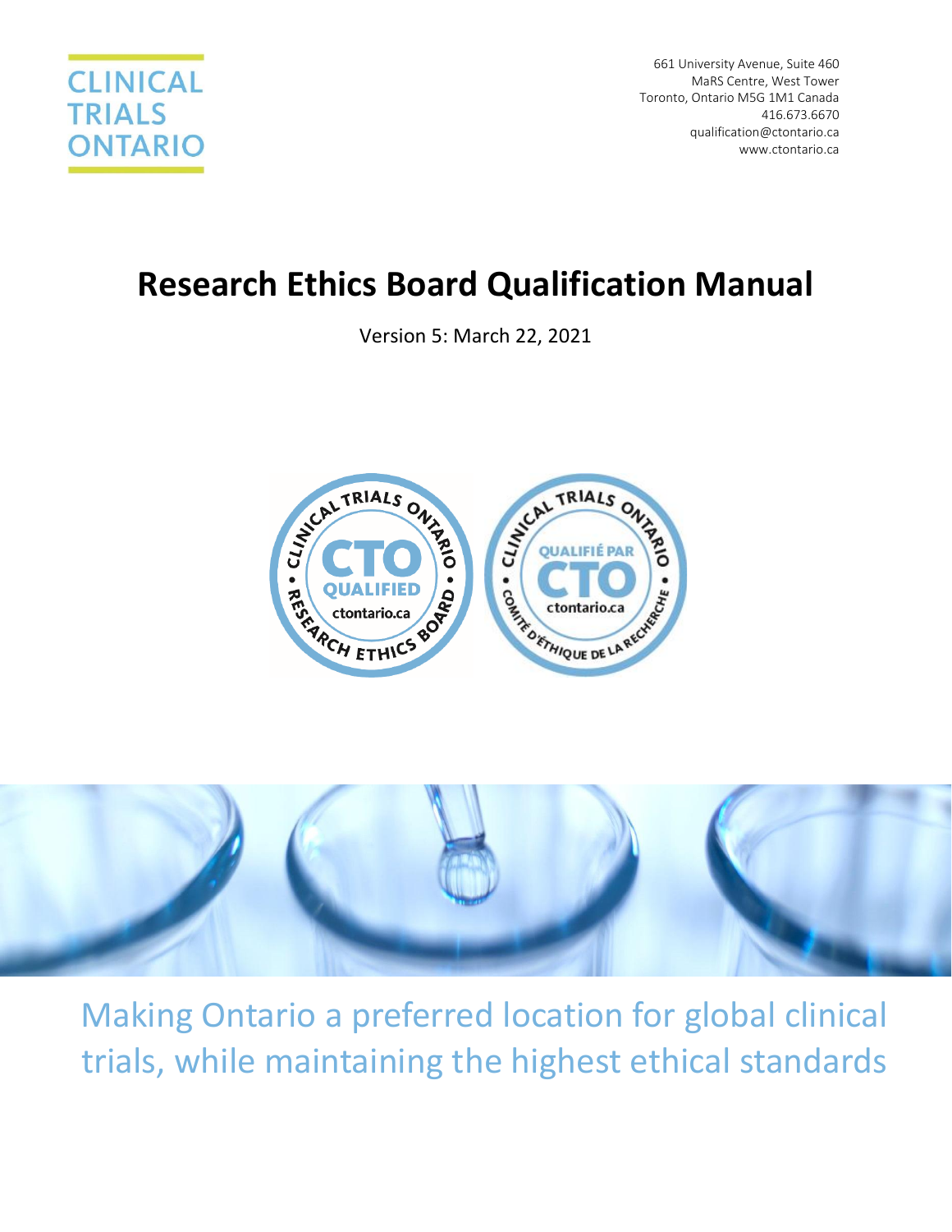CLINICAL TRIALS ONTARIO

661 University Avenue, Suite 460
MaRS Centre, West Tower
Toronto, Ontario M5G 1M1 Canada
416.673.6670
qualification@ctontario.ca
www.ctontario.ca

# Research Ethics Board Qualification Manual

Version 5: March 22, 2021

Making Ontario a preferred location for global clinical trials, while maintaining the highest ethical standards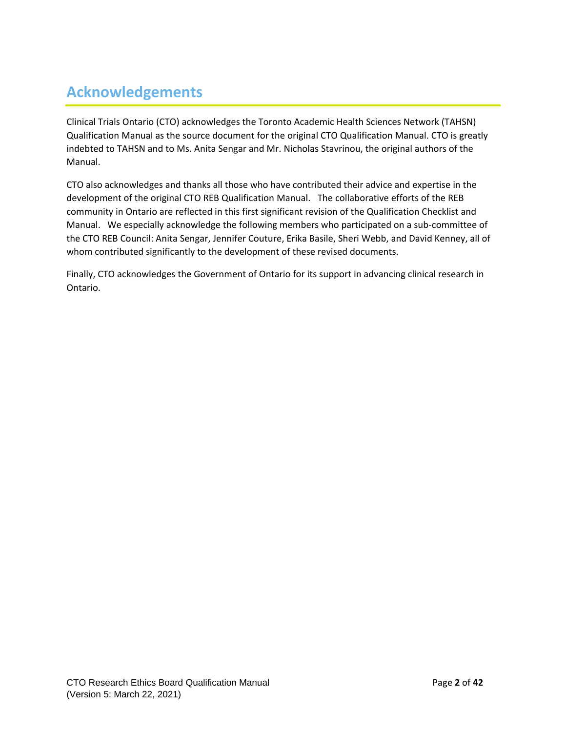# Acknowledgements

Clinical Trials Ontario (CTO) acknowledges the Toronto Academic Health Sciences Network (TAHSN) Qualification Manual as the source document for the original CTO Qualification Manual. CTO is greatly indebted to TAHSN and to Ms. Anita Sengar and Mr. Nicholas Stavrinou, the original authors of the Manual.

CTO also acknowledges and thanks all those who have contributed their advice and expertise in the development of the original CTO REB Qualification Manual. The collaborative efforts of the REB community in Ontario are reflected in this first significant revision of the Qualification Checklist and Manual. We especially acknowledge the following members who participated on a sub-committee of the CTO REB Council: Anita Sengar, Jennifer Couture, Erika Basile, Sheri Webb, and David Kenney, all of whom contributed significantly to the development of these revised documents.

Finally, CTO acknowledges the Government of Ontario for its support in advancing clinical research in Ontario.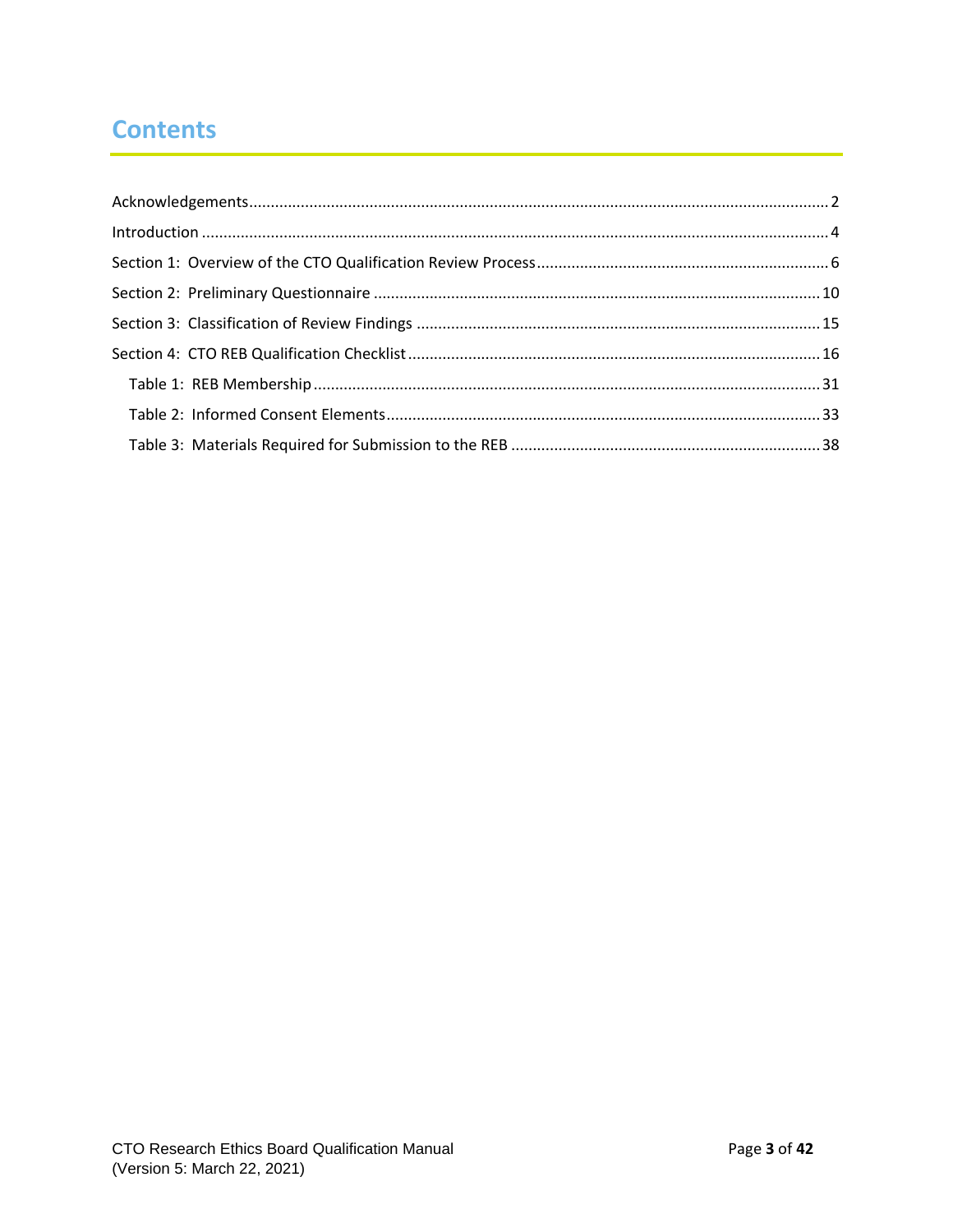# Contents

- Acknowledgements ..................................................................................................................................... 2
- Introduction ................................................................................................................................................ 4
- Section 1: Overview of the CTO Qualification Review Process ................................................................... 6
- Section 2: Preliminary Questionnaire ....................................................................................................... 10
- Section 3: Classification of Review Findings ............................................................................................ 15
- Section 4: CTO REB Qualification Checklist .............................................................................................. 16
  - Table 1: REB Membership ..................................................................................................................... 31
  - Table 2: Informed Consent Elements ..................................................................................................... 33
  - Table 3: Materials Required for Submission to the REB ........................................................................ 38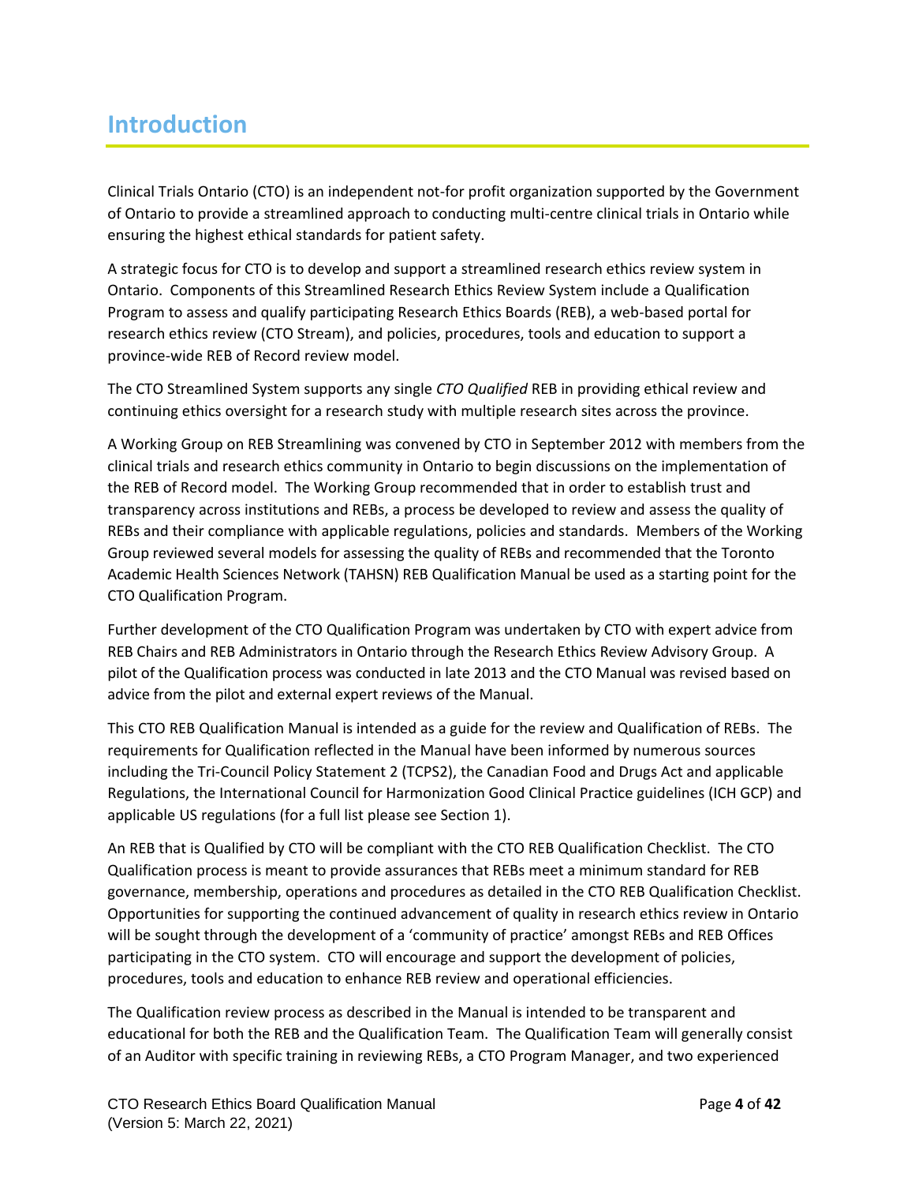# Introduction

Clinical Trials Ontario (CTO) is an independent not-for profit organization supported by the Government of Ontario to provide a streamlined approach to conducting multi-centre clinical trials in Ontario while ensuring the highest ethical standards for patient safety.

A strategic focus for CTO is to develop and support a streamlined research ethics review system in Ontario. Components of this Streamlined Research Ethics Review System include a Qualification Program to assess and qualify participating Research Ethics Boards (REB), a web-based portal for research ethics review (CTO Stream), and policies, procedures, tools and education to support a province-wide REB of Record review model.

The CTO Streamlined System supports any single *CTO Qualified* REB in providing ethical review and continuing ethics oversight for a research study with multiple research sites across the province.

A Working Group on REB Streamlining was convened by CTO in September 2012 with members from the clinical trials and research ethics community in Ontario to begin discussions on the implementation of the REB of Record model. The Working Group recommended that in order to establish trust and transparency across institutions and REBs, a process be developed to review and assess the quality of REBs and their compliance with applicable regulations, policies and standards. Members of the Working Group reviewed several models for assessing the quality of REBs and recommended that the Toronto Academic Health Sciences Network (TAHSN) REB Qualification Manual be used as a starting point for the CTO Qualification Program.

Further development of the CTO Qualification Program was undertaken by CTO with expert advice from REB Chairs and REB Administrators in Ontario through the Research Ethics Review Advisory Group. A pilot of the Qualification process was conducted in late 2013 and the CTO Manual was revised based on advice from the pilot and external expert reviews of the Manual.

This CTO REB Qualification Manual is intended as a guide for the review and Qualification of REBs. The requirements for Qualification reflected in the Manual have been informed by numerous sources including the Tri-Council Policy Statement 2 (TCPS2), the Canadian Food and Drugs Act and applicable Regulations, the International Council for Harmonization Good Clinical Practice guidelines (ICH GCP) and applicable US regulations (for a full list please see Section 1).

An REB that is Qualified by CTO will be compliant with the CTO REB Qualification Checklist. The CTO Qualification process is meant to provide assurances that REBs meet a minimum standard for REB governance, membership, operations and procedures as detailed in the CTO REB Qualification Checklist. Opportunities for supporting the continued advancement of quality in research ethics review in Ontario will be sought through the development of a 'community of practice' amongst REBs and REB Offices participating in the CTO system. CTO will encourage and support the development of policies, procedures, tools and education to enhance REB review and operational efficiencies.

The Qualification review process as described in the Manual is intended to be transparent and educational for both the REB and the Qualification Team. The Qualification Team will generally consist of an Auditor with specific training in reviewing REBs, a CTO Program Manager, and two experienced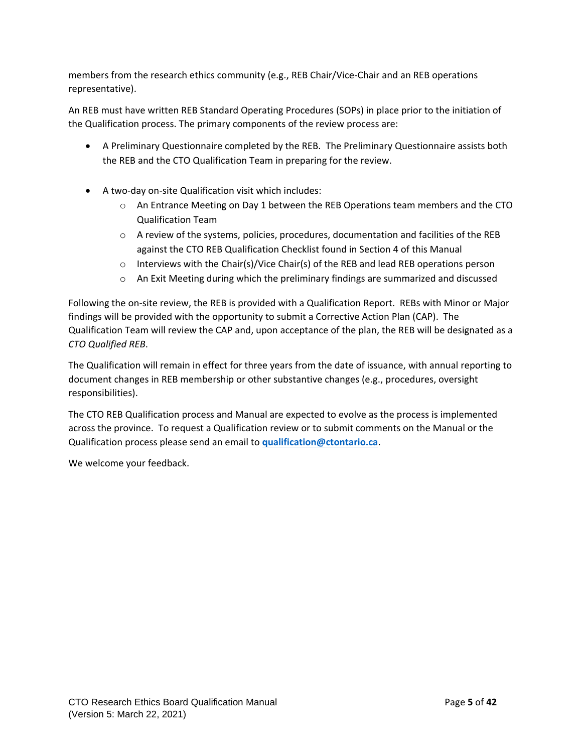members from the research ethics community (e.g., REB Chair/Vice-Chair and an REB operations representative).

An REB must have written REB Standard Operating Procedures (SOPs) in place prior to the initiation of the Qualification process. The primary components of the review process are:

- A Preliminary Questionnaire completed by the REB. The Preliminary Questionnaire assists both the REB and the CTO Qualification Team in preparing for the review.

- A two-day on-site Qualification visit which includes:
  - An Entrance Meeting on Day 1 between the REB Operations team members and the CTO Qualification Team
  - A review of the systems, policies, procedures, documentation and facilities of the REB against the CTO REB Qualification Checklist found in Section 4 of this Manual
  - Interviews with the Chair(s)/Vice Chair(s) of the REB and lead REB operations person
  - An Exit Meeting during which the preliminary findings are summarized and discussed

Following the on-site review, the REB is provided with a Qualification Report. REBs with Minor or Major findings will be provided with the opportunity to submit a Corrective Action Plan (CAP). The Qualification Team will review the CAP and, upon acceptance of the plan, the REB will be designated as a *CTO Qualified REB*.

The Qualification will remain in effect for three years from the date of issuance, with annual reporting to document changes in REB membership or other substantive changes (e.g., procedures, oversight responsibilities).

The CTO REB Qualification process and Manual are expected to evolve as the process is implemented across the province. To request a Qualification review or to submit comments on the Manual or the Qualification process please send an email to **qualification@ctontario.ca**.

We welcome your feedback.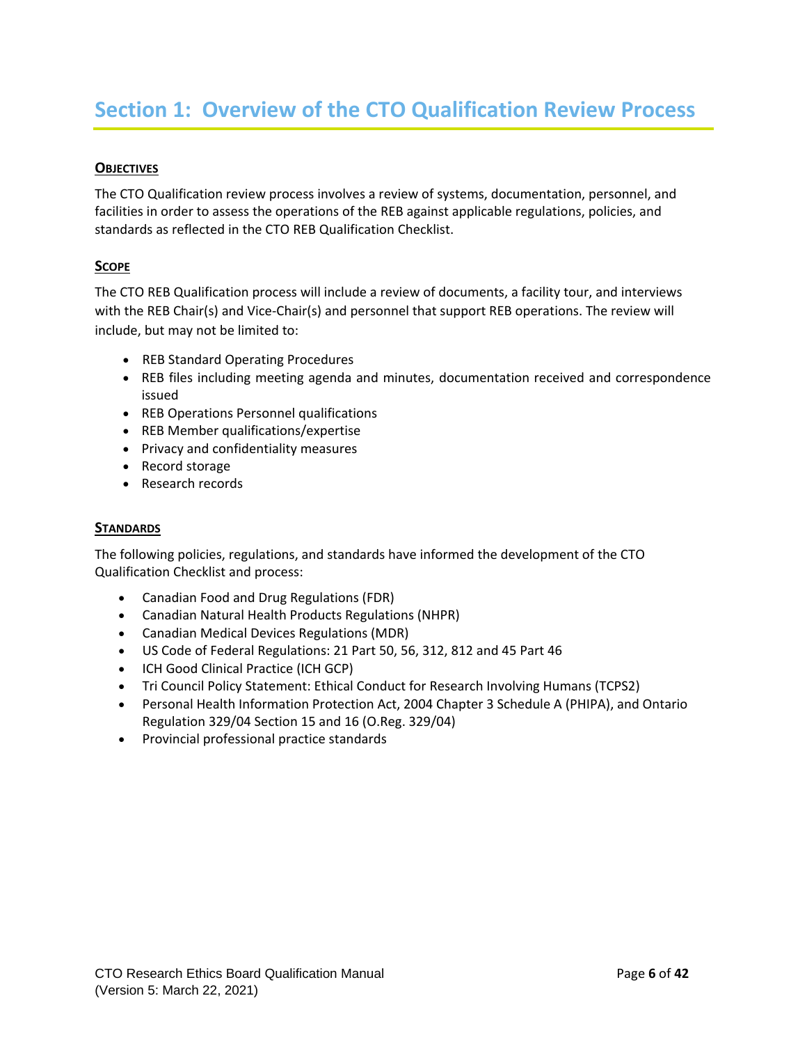# Section 1: Overview of the CTO Qualification Review Process

### OBJECTIVES

The CTO Qualification review process involves a review of systems, documentation, personnel, and facilities in order to assess the operations of the REB against applicable regulations, policies, and standards as reflected in the CTO REB Qualification Checklist.

### SCOPE

The CTO REB Qualification process will include a review of documents, a facility tour, and interviews with the REB Chair(s) and Vice-Chair(s) and personnel that support REB operations. The review will include, but may not be limited to:

- REB Standard Operating Procedures
- REB files including meeting agenda and minutes, documentation received and correspondence issued
- REB Operations Personnel qualifications
- REB Member qualifications/expertise
- Privacy and confidentiality measures
- Record storage
- Research records

### STANDARDS

The following policies, regulations, and standards have informed the development of the CTO Qualification Checklist and process:

- Canadian Food and Drug Regulations (FDR)
- Canadian Natural Health Products Regulations (NHPR)
- Canadian Medical Devices Regulations (MDR)
- US Code of Federal Regulations: 21 Part 50, 56, 312, 812 and 45 Part 46
- ICH Good Clinical Practice (ICH GCP)
- Tri Council Policy Statement: Ethical Conduct for Research Involving Humans (TCPS2)
- Personal Health Information Protection Act, 2004 Chapter 3 Schedule A (PHIPA), and Ontario Regulation 329/04 Section 15 and 16 (O.Reg. 329/04)
- Provincial professional practice standards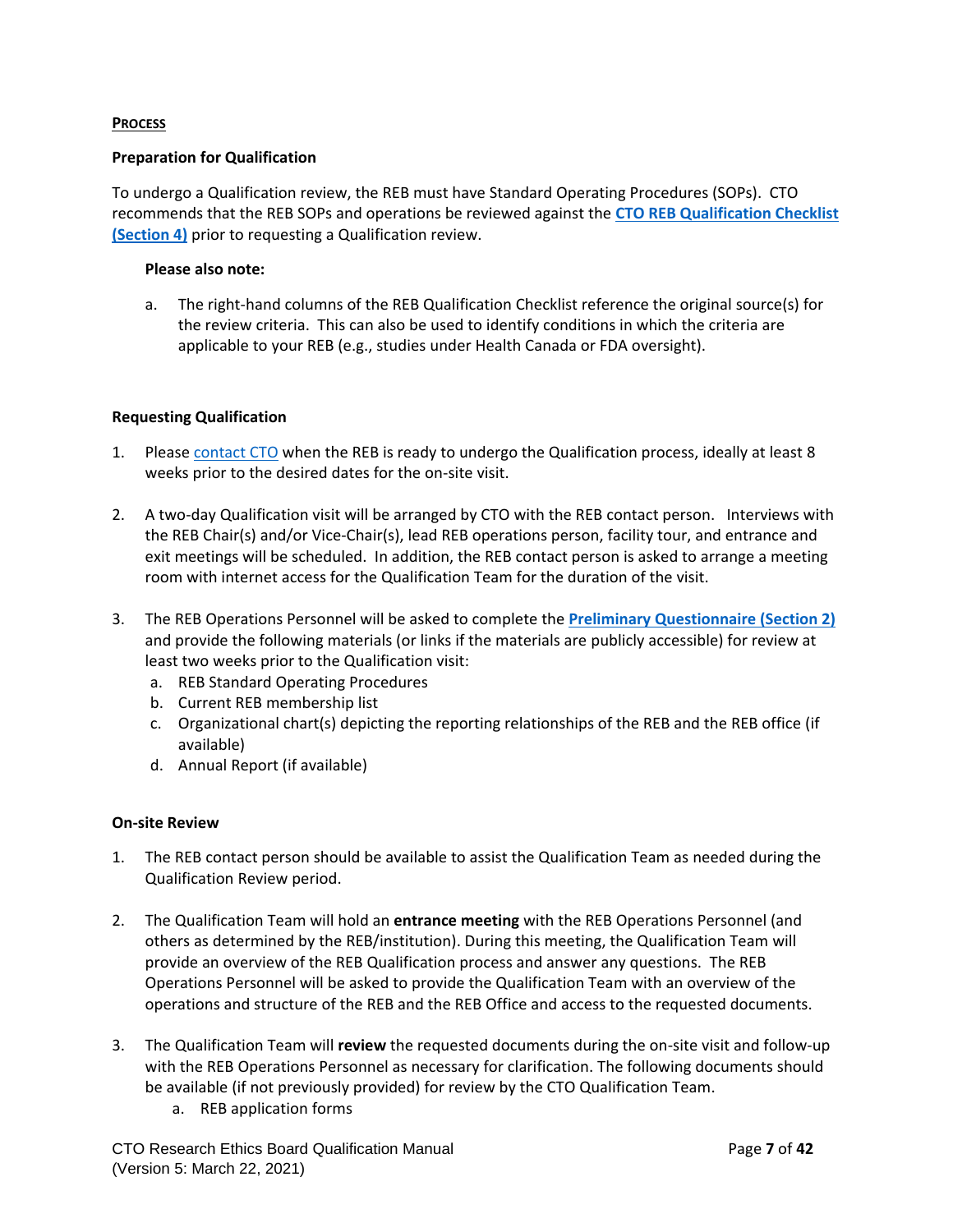## PROCESS

### Preparation for Qualification

To undergo a Qualification review, the REB must have Standard Operating Procedures (SOPs). CTO recommends that the REB SOPs and operations be reviewed against the **CTO REB Qualification Checklist (Section 4)** prior to requesting a Qualification review.

**Please also note:**

a. The right-hand columns of the REB Qualification Checklist reference the original source(s) for the review criteria. This can also be used to identify conditions in which the criteria are applicable to your REB (e.g., studies under Health Canada or FDA oversight).

### Requesting Qualification

1. Please contact CTO when the REB is ready to undergo the Qualification process, ideally at least 8 weeks prior to the desired dates for the on-site visit.

2. A two-day Qualification visit will be arranged by CTO with the REB contact person. Interviews with the REB Chair(s) and/or Vice-Chair(s), lead REB operations person, facility tour, and entrance and exit meetings will be scheduled. In addition, the REB contact person is asked to arrange a meeting room with internet access for the Qualification Team for the duration of the visit.

3. The REB Operations Personnel will be asked to complete the **Preliminary Questionnaire (Section 2)** and provide the following materials (or links if the materials are publicly accessible) for review at least two weeks prior to the Qualification visit:
   a. REB Standard Operating Procedures
   b. Current REB membership list
   c. Organizational chart(s) depicting the reporting relationships of the REB and the REB office (if available)
   d. Annual Report (if available)

### On-site Review

1. The REB contact person should be available to assist the Qualification Team as needed during the Qualification Review period.

2. The Qualification Team will hold an **entrance meeting** with the REB Operations Personnel (and others as determined by the REB/institution). During this meeting, the Qualification Team will provide an overview of the REB Qualification process and answer any questions. The REB Operations Personnel will be asked to provide the Qualification Team with an overview of the operations and structure of the REB and the REB Office and access to the requested documents.

3. The Qualification Team will **review** the requested documents during the on-site visit and follow-up with the REB Operations Personnel as necessary for clarification. The following documents should be available (if not previously provided) for review by the CTO Qualification Team.
   a. REB application forms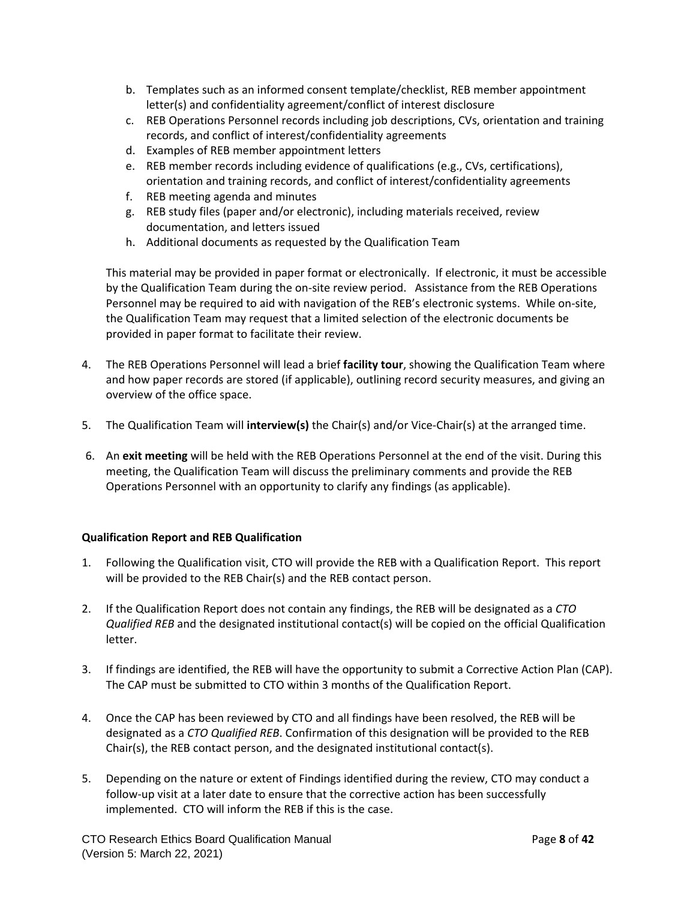b. Templates such as an informed consent template/checklist, REB member appointment letter(s) and confidentiality agreement/conflict of interest disclosure
c. REB Operations Personnel records including job descriptions, CVs, orientation and training records, and conflict of interest/confidentiality agreements
d. Examples of REB member appointment letters
e. REB member records including evidence of qualifications (e.g., CVs, certifications), orientation and training records, and conflict of interest/confidentiality agreements
f. REB meeting agenda and minutes
g. REB study files (paper and/or electronic), including materials received, review documentation, and letters issued
h. Additional documents as requested by the Qualification Team

This material may be provided in paper format or electronically. If electronic, it must be accessible by the Qualification Team during the on-site review period. Assistance from the REB Operations Personnel may be required to aid with navigation of the REB's electronic systems. While on-site, the Qualification Team may request that a limited selection of the electronic documents be provided in paper format to facilitate their review.

4. The REB Operations Personnel will lead a brief **facility tour**, showing the Qualification Team where and how paper records are stored (if applicable), outlining record security measures, and giving an overview of the office space.

5. The Qualification Team will **interview(s)** the Chair(s) and/or Vice-Chair(s) at the arranged time.

6. An **exit meeting** will be held with the REB Operations Personnel at the end of the visit. During this meeting, the Qualification Team will discuss the preliminary comments and provide the REB Operations Personnel with an opportunity to clarify any findings (as applicable).

**Qualification Report and REB Qualification**

1. Following the Qualification visit, CTO will provide the REB with a Qualification Report. This report will be provided to the REB Chair(s) and the REB contact person.

2. If the Qualification Report does not contain any findings, the REB will be designated as a *CTO Qualified REB* and the designated institutional contact(s) will be copied on the official Qualification letter.

3. If findings are identified, the REB will have the opportunity to submit a Corrective Action Plan (CAP). The CAP must be submitted to CTO within 3 months of the Qualification Report.

4. Once the CAP has been reviewed by CTO and all findings have been resolved, the REB will be designated as a *CTO Qualified REB*. Confirmation of this designation will be provided to the REB Chair(s), the REB contact person, and the designated institutional contact(s).

5. Depending on the nature or extent of Findings identified during the review, CTO may conduct a follow-up visit at a later date to ensure that the corrective action has been successfully implemented. CTO will inform the REB if this is the case.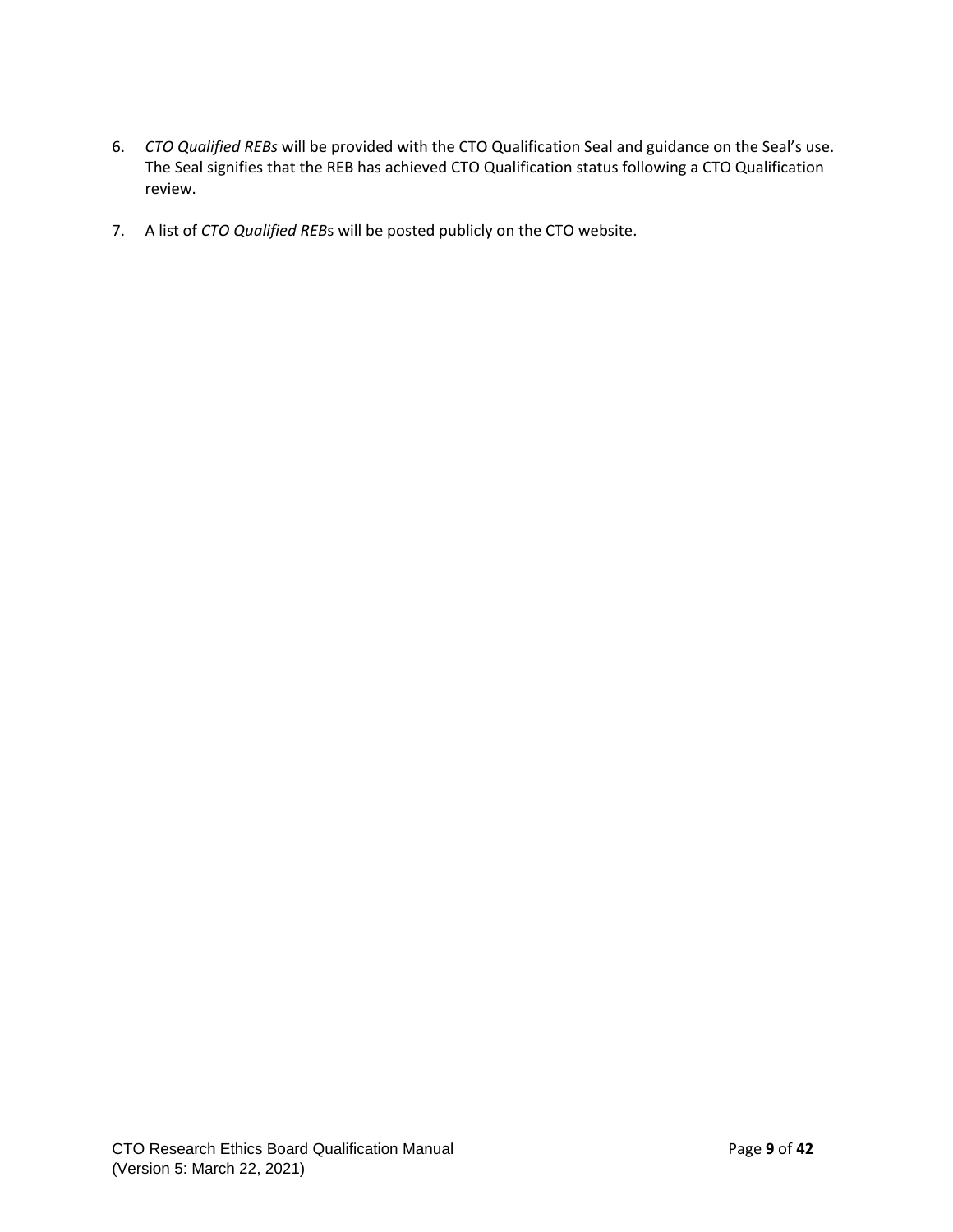6. *CTO Qualified REBs* will be provided with the CTO Qualification Seal and guidance on the Seal's use. The Seal signifies that the REB has achieved CTO Qualification status following a CTO Qualification review.

7. A list of *CTO Qualified REB*s will be posted publicly on the CTO website.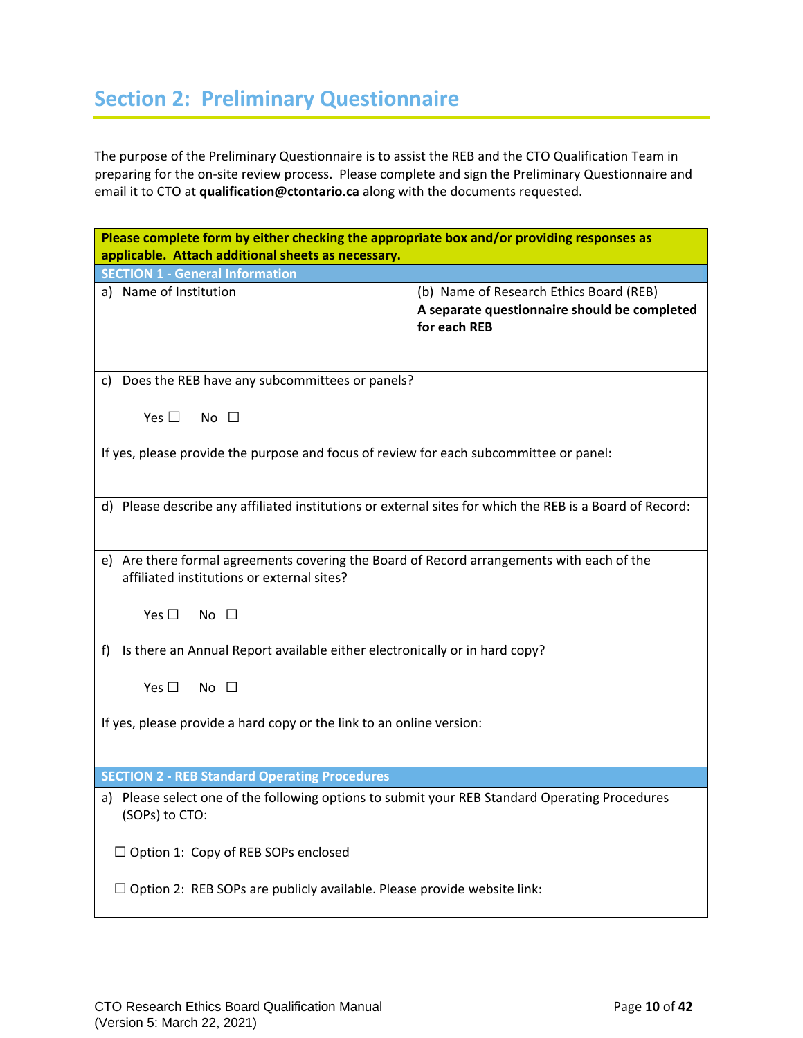## Section 2: Preliminary Questionnaire

The purpose of the Preliminary Questionnaire is to assist the REB and the CTO Qualification Team in preparing for the on-site review process. Please complete and sign the Preliminary Questionnaire and email it to CTO at **qualification@ctontario.ca** along with the documents requested.

| **Please complete form by either checking the appropriate box and/or providing responses as applicable. Attach additional sheets as necessary.** | |
|---|---|
| **SECTION 1 - General Information** | |
| a) Name of Institution | (b) Name of Research Ethics Board (REB) **A separate questionnaire should be completed for each REB** |
| c) Does the REB have any subcommittees or panels? Yes ☐ No ☐ If yes, please provide the purpose and focus of review for each subcommittee or panel: | |
| d) Please describe any affiliated institutions or external sites for which the REB is a Board of Record: | |
| e) Are there formal agreements covering the Board of Record arrangements with each of the affiliated institutions or external sites? Yes ☐ No ☐ | |
| f) Is there an Annual Report available either electronically or in hard copy? Yes ☐ No ☐ If yes, please provide a hard copy or the link to an online version: | |
| **SECTION 2 - REB Standard Operating Procedures** | |
| a) Please select one of the following options to submit your REB Standard Operating Procedures (SOPs) to CTO: ☐ Option 1: Copy of REB SOPs enclosed ☐ Option 2: REB SOPs are publicly available. Please provide website link: | |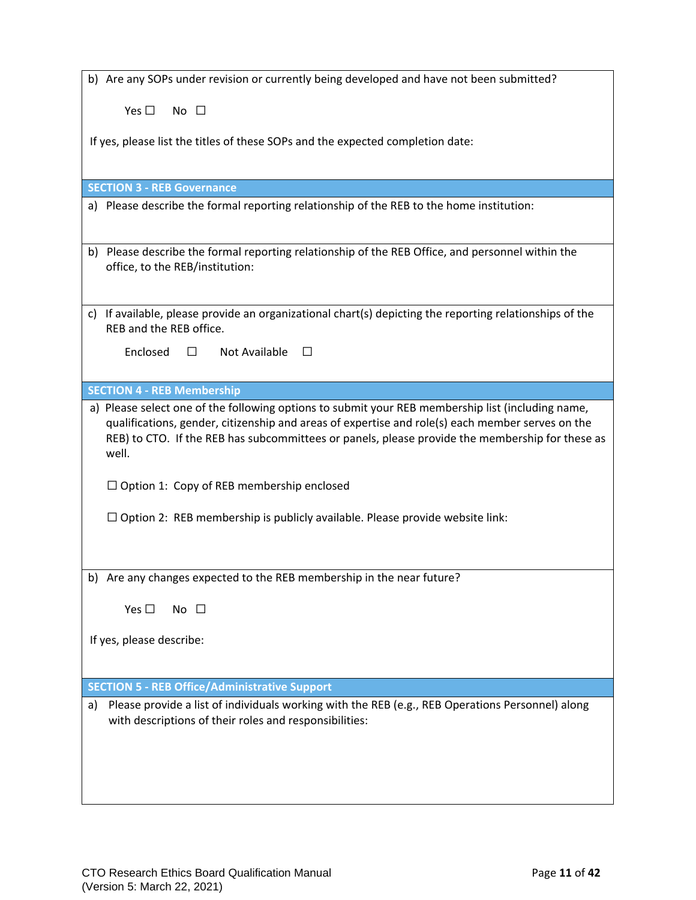b) Are any SOPs under revision or currently being developed and have not been submitted?

Yes ☐ No ☐

If yes, please list the titles of these SOPs and the expected completion date:

## SECTION 3 - REB Governance

a) Please describe the formal reporting relationship of the REB to the home institution:

b) Please describe the formal reporting relationship of the REB Office, and personnel within the office, to the REB/institution:

c) If available, please provide an organizational chart(s) depicting the reporting relationships of the REB and the REB office.

Enclosed ☐ Not Available ☐

## SECTION 4 - REB Membership

a) Please select one of the following options to submit your REB membership list (including name, qualifications, gender, citizenship and areas of expertise and role(s) each member serves on the REB) to CTO. If the REB has subcommittees or panels, please provide the membership for these as well.

☐ Option 1: Copy of REB membership enclosed

☐ Option 2: REB membership is publicly available. Please provide website link:

b) Are any changes expected to the REB membership in the near future?

Yes ☐ No ☐

If yes, please describe:

## SECTION 5 - REB Office/Administrative Support

a) Please provide a list of individuals working with the REB (e.g., REB Operations Personnel) along with descriptions of their roles and responsibilities: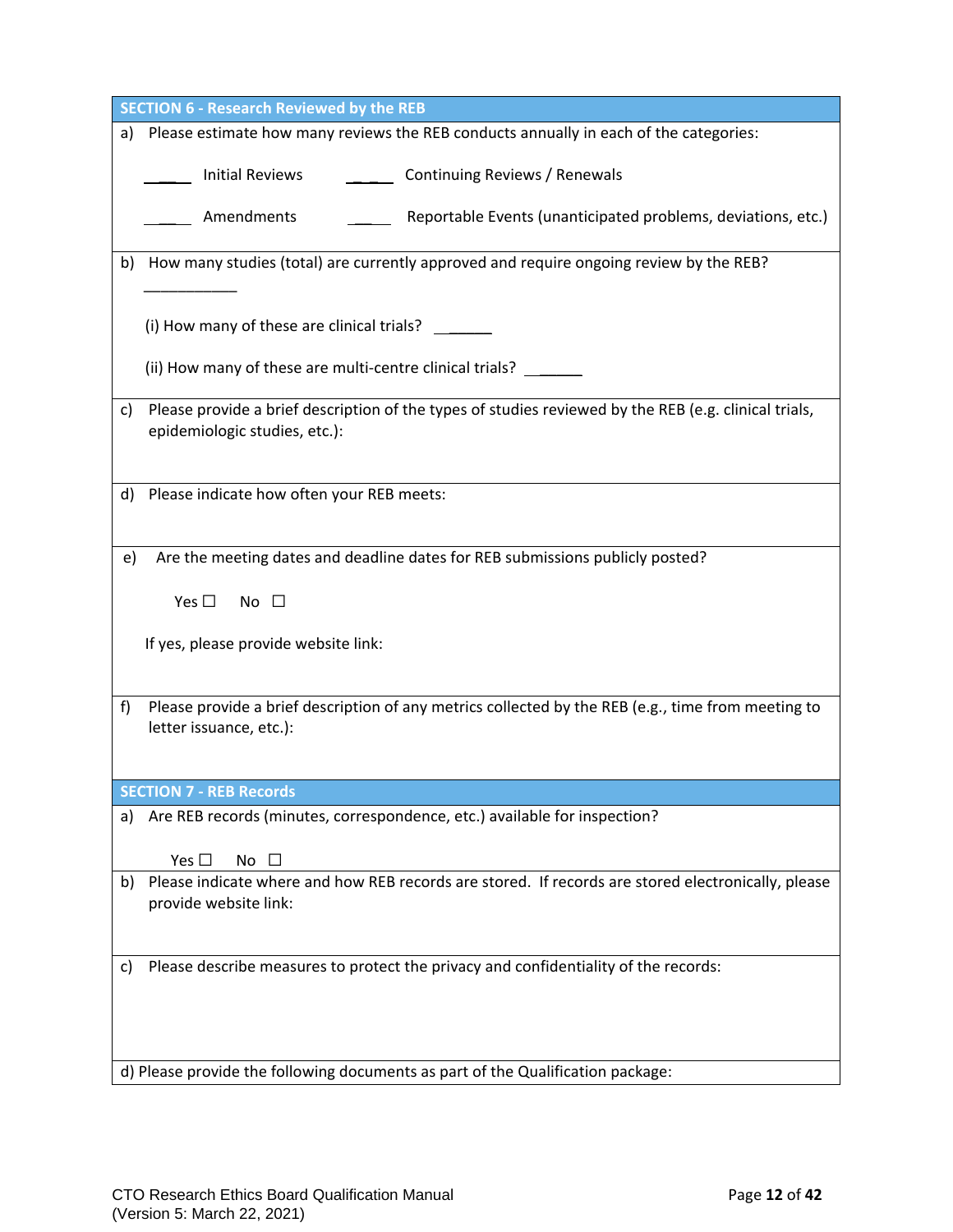## SECTION 6 - Research Reviewed by the REB

a) Please estimate how many reviews the REB conducts annually in each of the categories:

_____ Initial Reviews     _____ Continuing Reviews / Renewals

_____ Amendments     _____ Reportable Events (unanticipated problems, deviations, etc.)

b) How many studies (total) are currently approved and require ongoing review by the REB?

___________

(i) How many of these are clinical trials? _______

(ii) How many of these are multi-centre clinical trials? _______

c) Please provide a brief description of the types of studies reviewed by the REB (e.g. clinical trials, epidemiologic studies, etc.):

d) Please indicate how often your REB meets:

e) Are the meeting dates and deadline dates for REB submissions publicly posted?

Yes ☐   No ☐

If yes, please provide website link:

f) Please provide a brief description of any metrics collected by the REB (e.g., time from meeting to letter issuance, etc.):

## SECTION 7 - REB Records

a) Are REB records (minutes, correspondence, etc.) available for inspection?

Yes ☐   No ☐

b) Please indicate where and how REB records are stored. If records are stored electronically, please provide website link:

c) Please describe measures to protect the privacy and confidentiality of the records:

d) Please provide the following documents as part of the Qualification package: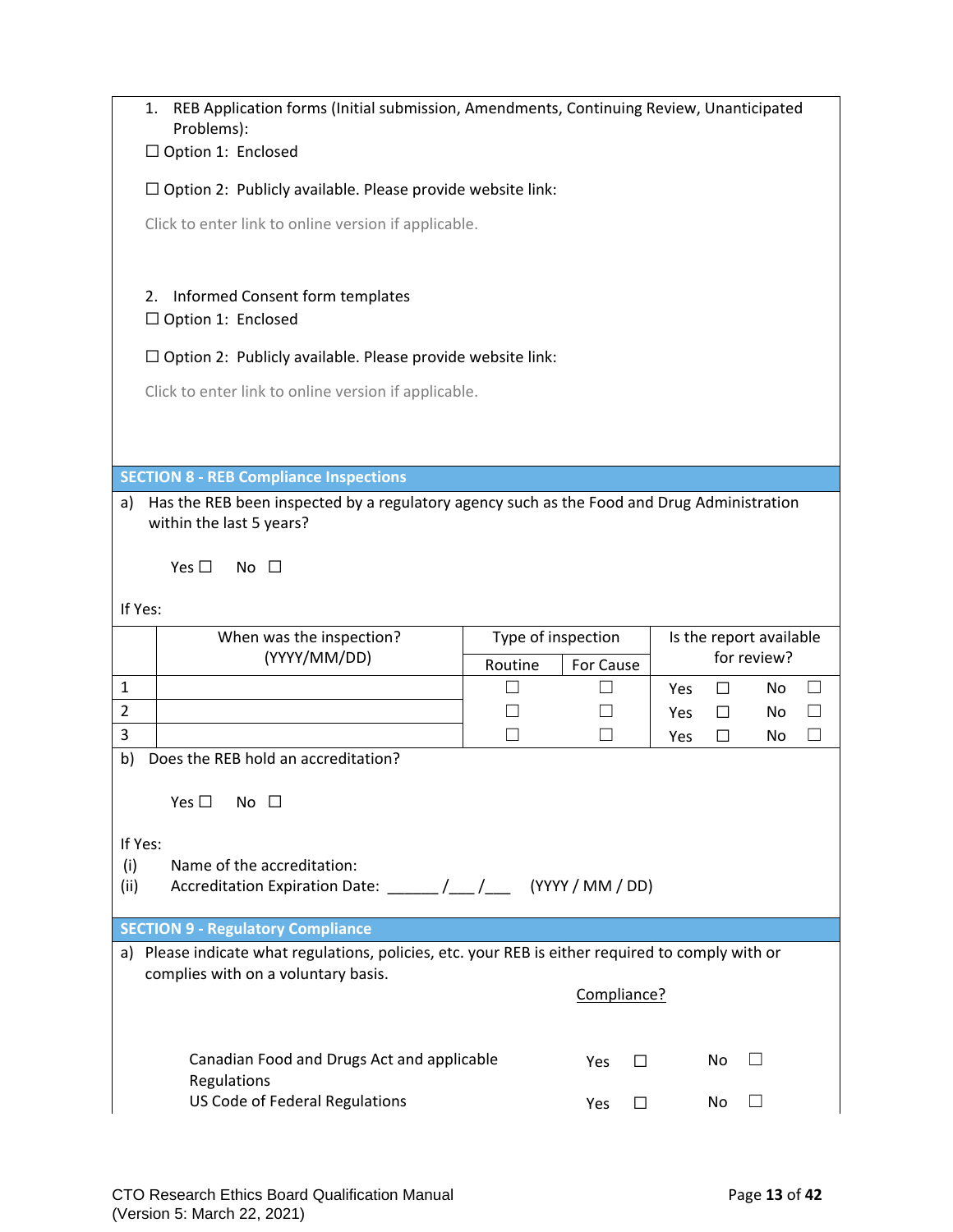1. REB Application forms (Initial submission, Amendments, Continuing Review, Unanticipated Problems):

☐ Option 1: Enclosed

☐ Option 2: Publicly available. Please provide website link:

Click to enter link to online version if applicable.

2. Informed Consent form templates

☐ Option 1: Enclosed

☐ Option 2: Publicly available. Please provide website link:

Click to enter link to online version if applicable.

## SECTION 8 - REB Compliance Inspections

a) Has the REB been inspected by a regulatory agency such as the Food and Drug Administration within the last 5 years?

Yes ☐ No ☐

If Yes:

| | When was the inspection? (YYYY/MM/DD) | Type of inspection | | Is the report available for review? |
|---|---|---|---|---|
| | | Routine | For Cause | |
| 1 | | ☐ | ☐ | Yes ☐ No ☐ |
| 2 | | ☐ | ☐ | Yes ☐ No ☐ |
| 3 | | ☐ | ☐ | Yes ☐ No ☐ |

b) Does the REB hold an accreditation?

Yes ☐ No ☐

If Yes:

(i) Name of the accreditation:

(ii) Accreditation Expiration Date: ______ /___ /___ (YYYY / MM / DD)

## SECTION 9 - Regulatory Compliance

a) Please indicate what regulations, policies, etc. your REB is either required to comply with or complies with on a voluntary basis.

| | Compliance? | |
|---|---|---|
| Canadian Food and Drugs Act and applicable Regulations | Yes ☐ | No ☐ |
| US Code of Federal Regulations | Yes ☐ | No ☐ |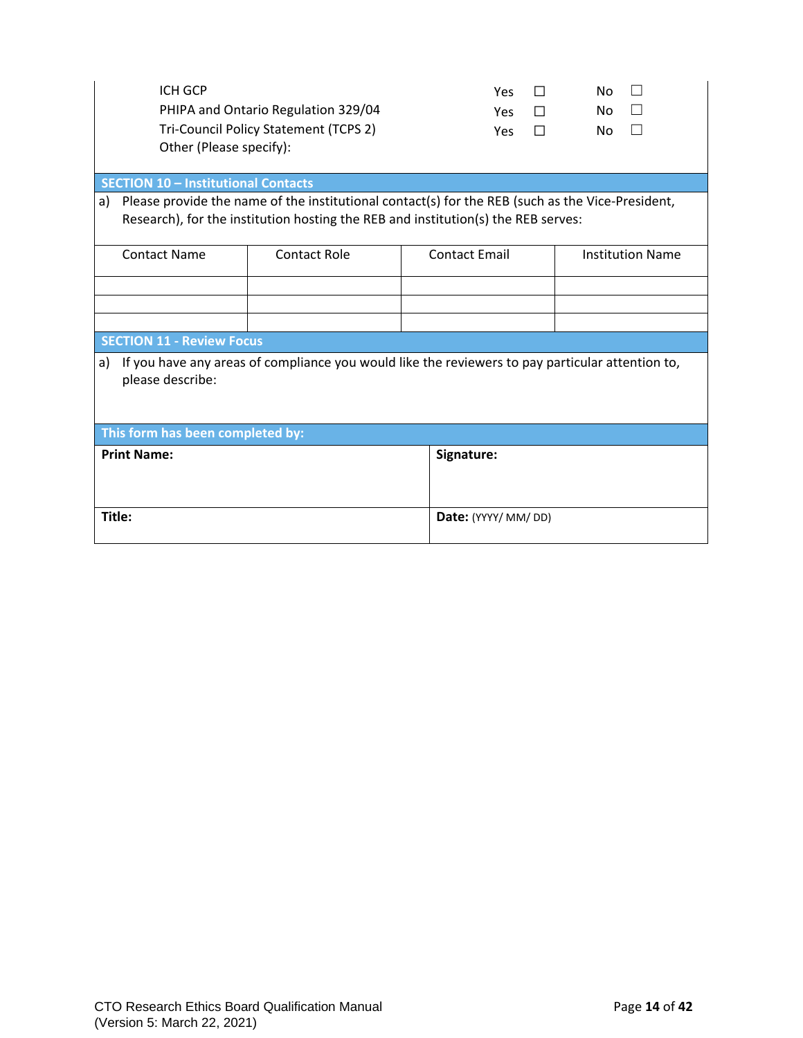ICH GCP Yes ☐ No ☐

PHIPA and Ontario Regulation 329/04 Yes ☐ No ☐

Tri-Council Policy Statement (TCPS 2) Yes ☐ No ☐

Other (Please specify):

## SECTION 10 – Institutional Contacts

a) Please provide the name of the institutional contact(s) for the REB (such as the Vice-President, Research), for the institution hosting the REB and institution(s) the REB serves:

| Contact Name | Contact Role | Contact Email | Institution Name |
|---|---|---|---|
| | | | |
| | | | |
| | | | |

## SECTION 11 - Review Focus

a) If you have any areas of compliance you would like the reviewers to pay particular attention to, please describe:

## This form has been completed by:

| **Print Name:** | **Signature:** |
|---|---|
| **Title:** | **Date:** (YYYY/ MM/ DD) |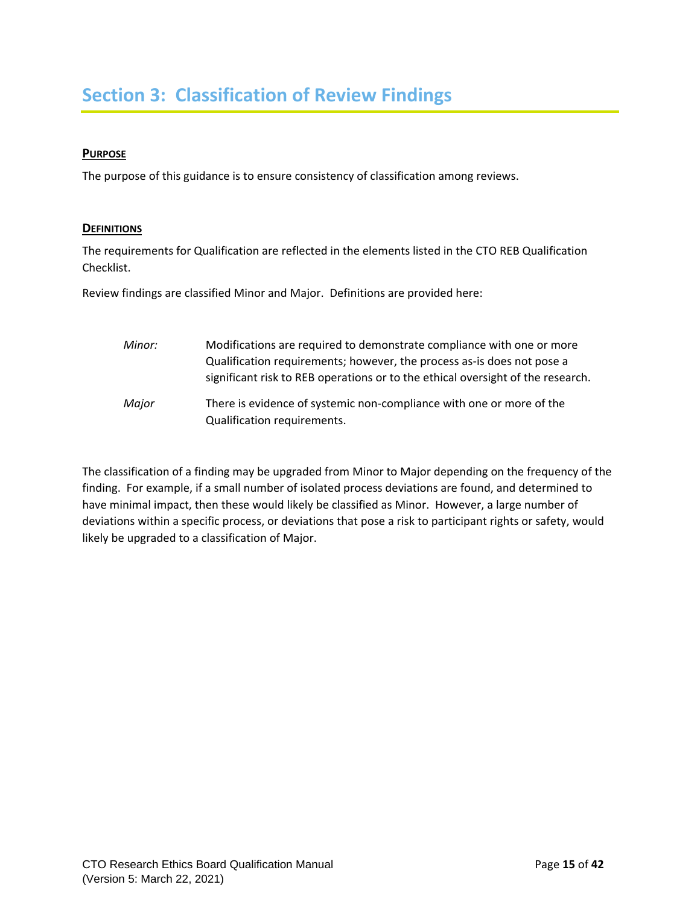# Section 3: Classification of Review Findings

**PURPOSE**

The purpose of this guidance is to ensure consistency of classification among reviews.

**DEFINITIONS**

The requirements for Qualification are reflected in the elements listed in the CTO REB Qualification Checklist.

Review findings are classified Minor and Major. Definitions are provided here:

| | |
|---|---|
| *Minor:* | Modifications are required to demonstrate compliance with one or more Qualification requirements; however, the process as-is does not pose a significant risk to REB operations or to the ethical oversight of the research. |
| *Major* | There is evidence of systemic non-compliance with one or more of the Qualification requirements. |

The classification of a finding may be upgraded from Minor to Major depending on the frequency of the finding. For example, if a small number of isolated process deviations are found, and determined to have minimal impact, then these would likely be classified as Minor. However, a large number of deviations within a specific process, or deviations that pose a risk to participant rights or safety, would likely be upgraded to a classification of Major.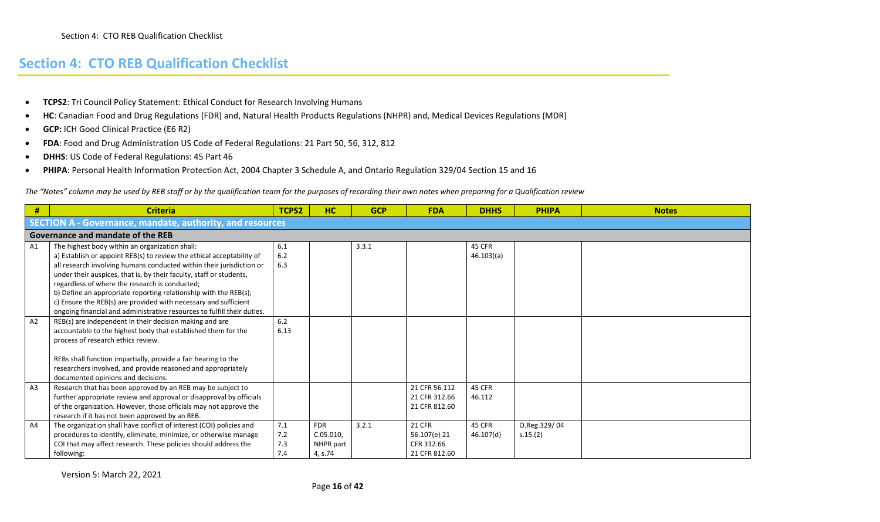# Section 4: CTO REB Qualification Checklist

- **TCPS2**: Tri Council Policy Statement: Ethical Conduct for Research Involving Humans
- **HC**: Canadian Food and Drug Regulations (FDR) and, Natural Health Products Regulations (NHPR) and, Medical Devices Regulations (MDR)
- **GCP:** ICH Good Clinical Practice (E6 R2)
- **FDA**: Food and Drug Administration US Code of Federal Regulations: 21 Part 50, 56, 312, 812
- **DHHS**: US Code of Federal Regulations: 45 Part 46
- **PHIPA**: Personal Health Information Protection Act, 2004 Chapter 3 Schedule A, and Ontario Regulation 329/04 Section 15 and 16

*The "Notes" column may be used by REB staff or by the qualification team for the purposes of recording their own notes when preparing for a Qualification review*

| # | Criteria | TCPS2 | HC | GCP | FDA | DHHS | PHIPA | Notes |
|---|---|---|---|---|---|---|---|---|
| **SECTION A - Governance, mandate, authority, and resources** | | | | | | | | |
| **Governance and mandate of the REB** | | | | | | | | |
| A1 | The highest body within an organization shall:<br>a) Establish or appoint REB(s) to review the ethical acceptability of all research involving humans conducted within their jurisdiction or under their auspices, that is, by their faculty, staff or students, regardless of where the research is conducted;<br>b) Define an appropriate reporting relationship with the REB(s);<br>c) Ensure the REB(s) are provided with necessary and sufficient ongoing financial and administrative resources to fulfill their duties. | 6.1<br>6.2<br>6.3 | | 3.3.1 | | 45 CFR 46.103((a) | | |
| A2 | REB(s) are independent in their decision making and are accountable to the highest body that established them for the process of research ethics review.<br><br>REBs shall function impartially, provide a fair hearing to the researchers involved, and provide reasoned and appropriately documented opinions and decisions. | 6.2<br>6.13 | | | | | | |
| A3 | Research that has been approved by an REB may be subject to further appropriate review and approval or disapproval by officials of the organization. However, those officials may not approve the research if it has not been approved by an REB. | | | | 21 CFR 56.112<br>21 CFR 312.66<br>21 CFR 812.60 | 45 CFR 46.112 | | |
| A4 | The organization shall have conflict of interest (COI) policies and procedures to identify, eliminate, minimize, or otherwise manage COI that may affect research. These policies should address the following: | 7.1<br>7.2<br>7.3<br>7.4 | FDR C.05.010, NHPR part 4, s.74 | 3.2.1 | 21 CFR 56.107(e) 21 CFR 312.66<br>21 CFR 812.60 | 45 CFR 46.107(d) | O.Reg.329/ 04 s.15.(2) | |

Version 5: March 22, 2021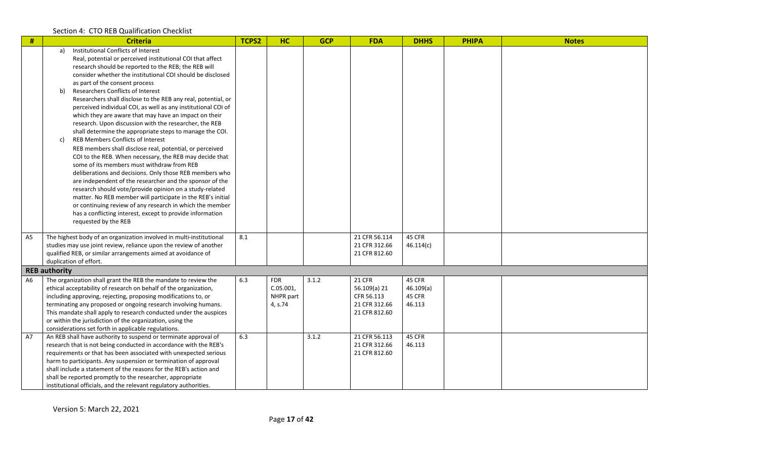Section 4: CTO REB Qualification Checklist

| # | Criteria | TCPS2 | HC | GCP | FDA | DHHS | PHIPA | Notes |
|---|---|---|---|---|---|---|---|---|
| | a) Institutional Conflicts of Interest<br>Real, potential or perceived institutional COI that affect research should be reported to the REB; the REB will consider whether the institutional COI should be disclosed as part of the consent process<br>b) Researchers Conflicts of Interest<br>Researchers shall disclose to the REB any real, potential, or perceived individual COI, as well as any institutional COI of which they are aware that may have an impact on their research. Upon discussion with the researcher, the REB shall determine the appropriate steps to manage the COI.<br>c) REB Members Conflicts of Interest<br>REB members shall disclose real, potential, or perceived COI to the REB. When necessary, the REB may decide that some of its members must withdraw from REB deliberations and decisions. Only those REB members who are independent of the researcher and the sponsor of the research should vote/provide opinion on a study-related matter. No REB member will participate in the REB's initial or continuing review of any research in which the member has a conflicting interest, except to provide information requested by the REB | | | | | | | |
| A5 | The highest body of an organization involved in multi-institutional studies may use joint review, reliance upon the review of another qualified REB, or similar arrangements aimed at avoidance of duplication of effort. | 8.1 | | | 21 CFR 56.114<br>21 CFR 312.66<br>21 CFR 812.60 | 45 CFR 46.114(c) | | |
| **REB authority** | | | | | | | | |
| A6 | The organization shall grant the REB the mandate to review the ethical acceptability of research on behalf of the organization, including approving, rejecting, proposing modifications to, or terminating any proposed or ongoing research involving humans. This mandate shall apply to research conducted under the auspices or within the jurisdiction of the organization, using the considerations set forth in applicable regulations. | 6.3 | FDR C.05.001, NHPR part 4, s.74 | 3.1.2 | 21 CFR 56.109(a) 21 CFR 56.113<br>21 CFR 312.66<br>21 CFR 812.60 | 45 CFR 46.109(a)<br>45 CFR 46.113 | | |
| A7 | An REB shall have authority to suspend or terminate approval of research that is not being conducted in accordance with the REB's requirements or that has been associated with unexpected serious harm to participants. Any suspension or termination of approval shall include a statement of the reasons for the REB's action and shall be reported promptly to the researcher, appropriate institutional officials, and the relevant regulatory authorities. | 6.3 | | 3.1.2 | 21 CFR 56.113<br>21 CFR 312.66<br>21 CFR 812.60 | 45 CFR 46.113 | | |

Version 5: March 22, 2021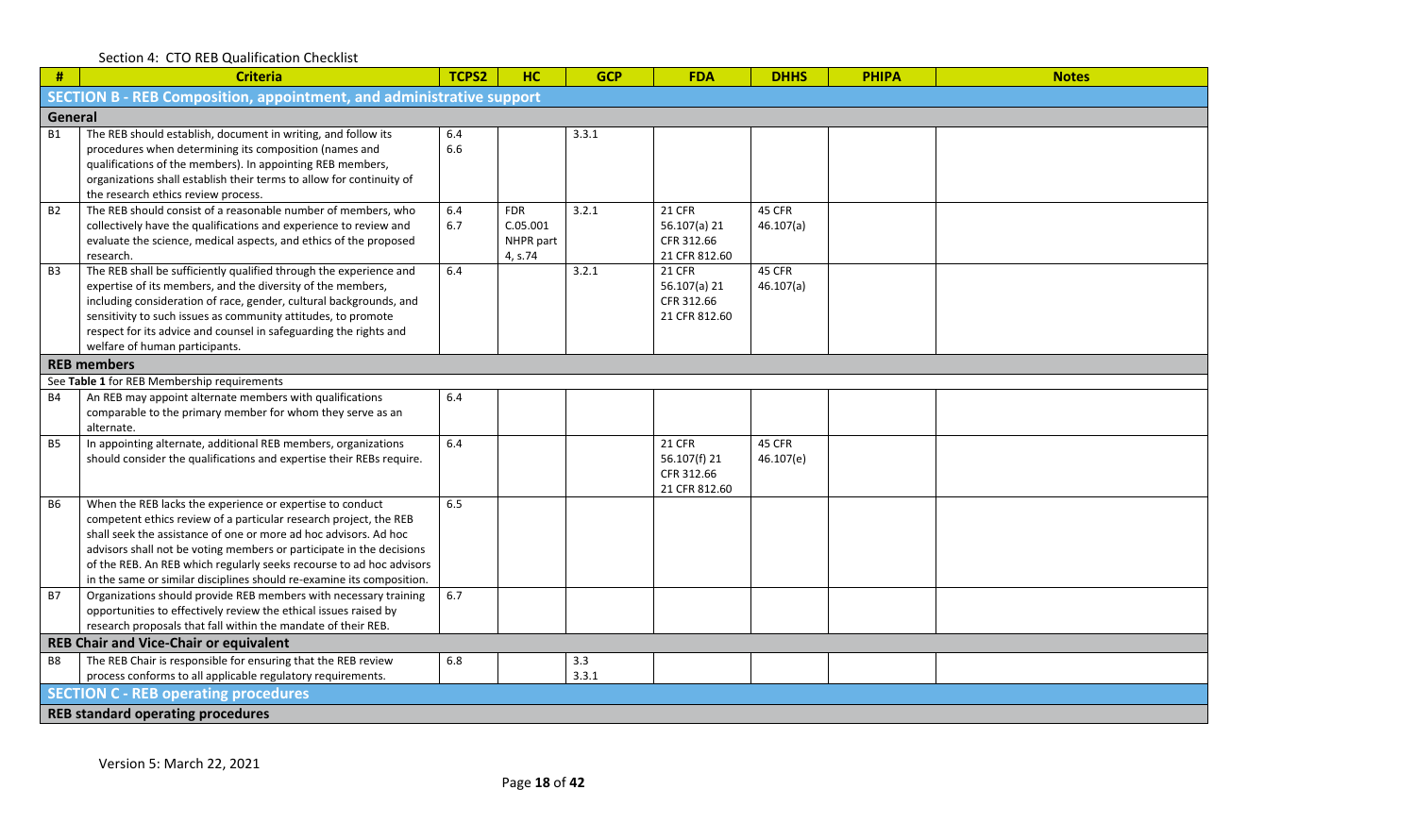Section 4: CTO REB Qualification Checklist

| # | Criteria | TCPS2 | HC | GCP | FDA | DHHS | PHIPA | Notes |
|---|---|---|---|---|---|---|---|---|
| **SECTION B - REB Composition, appointment, and administrative support** | | | | | | | | |
| **General** | | | | | | | | |
| B1 | The REB should establish, document in writing, and follow its procedures when determining its composition (names and qualifications of the members). In appointing REB members, organizations shall establish their terms to allow for continuity of the research ethics review process. | 6.4 6.6 | | 3.3.1 | | | | |
| B2 | The REB should consist of a reasonable number of members, who collectively have the qualifications and experience to review and evaluate the science, medical aspects, and ethics of the proposed research. | 6.4 6.7 | FDR C.05.001 NHPR part 4, s.74 | 3.2.1 | 21 CFR 56.107(a) 21 CFR 312.66 21 CFR 812.60 | 45 CFR 46.107(a) | | |
| B3 | The REB shall be sufficiently qualified through the experience and expertise of its members, and the diversity of the members, including consideration of race, gender, cultural backgrounds, and sensitivity to such issues as community attitudes, to promote respect for its advice and counsel in safeguarding the rights and welfare of human participants. | 6.4 | | 3.2.1 | 21 CFR 56.107(a) 21 CFR 312.66 21 CFR 812.60 | 45 CFR 46.107(a) | | |
| **REB members** | | | | | | | | |
| See **Table 1** for REB Membership requirements | | | | | | | | |
| B4 | An REB may appoint alternate members with qualifications comparable to the primary member for whom they serve as an alternate. | 6.4 | | | | | | |
| B5 | In appointing alternate, additional REB members, organizations should consider the qualifications and expertise their REBs require. | 6.4 | | | 21 CFR 56.107(f) 21 CFR 312.66 21 CFR 812.60 | 45 CFR 46.107(e) | | |
| B6 | When the REB lacks the experience or expertise to conduct competent ethics review of a particular research project, the REB shall seek the assistance of one or more ad hoc advisors. Ad hoc advisors shall not be voting members or participate in the decisions of the REB. An REB which regularly seeks recourse to ad hoc advisors in the same or similar disciplines should re-examine its composition. | 6.5 | | | | | | |
| B7 | Organizations should provide REB members with necessary training opportunities to effectively review the ethical issues raised by research proposals that fall within the mandate of their REB. | 6.7 | | | | | | |
| **REB Chair and Vice-Chair or equivalent** | | | | | | | | |
| B8 | The REB Chair is responsible for ensuring that the REB review process conforms to all applicable regulatory requirements. | 6.8 | | 3.3 3.3.1 | | | | |
| **SECTION C - REB operating procedures** | | | | | | | | |
| **REB standard operating procedures** | | | | | | | | |

Version 5: March 22, 2021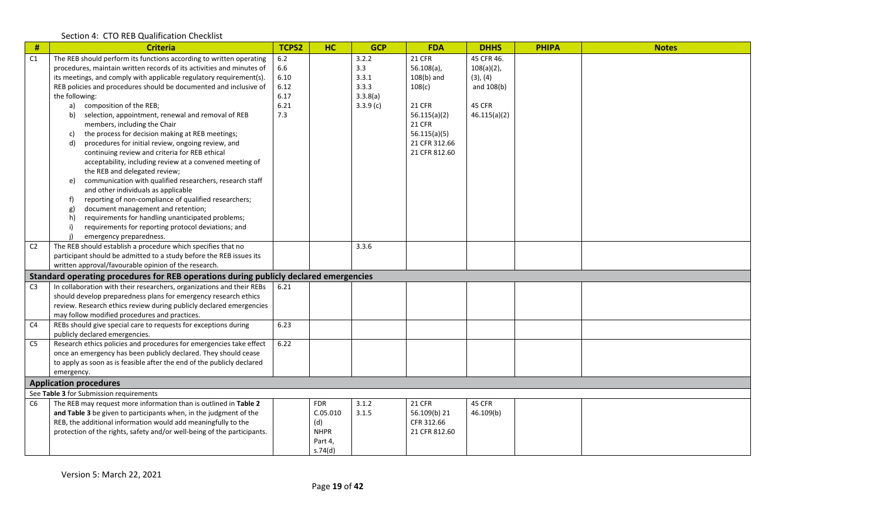Section 4: CTO REB Qualification Checklist

| # | Criteria | TCPS2 | HC | GCP | FDA | DHHS | PHIPA | Notes |
|---|---|---|---|---|---|---|---|---|
| C1 | The REB should perform its functions according to written operating procedures, maintain written records of its activities and minutes of its meetings, and comply with applicable regulatory requirement(s). REB policies and procedures should be documented and inclusive of the following:<br>a) composition of the REB;<br>b) selection, appointment, renewal and removal of REB members, including the Chair<br>c) the process for decision making at REB meetings;<br>d) procedures for initial review, ongoing review, and continuing review and criteria for REB ethical acceptability, including review at a convened meeting of the REB and delegated review;<br>e) communication with qualified researchers, research staff and other individuals as applicable<br>f) reporting of non-compliance of qualified researchers;<br>g) document management and retention;<br>h) requirements for handling unanticipated problems;<br>i) requirements for reporting protocol deviations; and<br>j) emergency preparedness. | 6.2<br>6.6<br>6.10<br>6.12<br>6.17<br>6.21<br>7.3 | | 3.2.2<br>3.3<br>3.3.1<br>3.3.3<br>3.3.8(a)<br>3.3.9 (c) | 21 CFR 56.108(a), 108(b) and 108(c)<br>21 CFR 56.115(a)(2)<br>21 CFR 56.115(a)(5)<br>21 CFR 312.66<br>21 CFR 812.60 | 45 CFR 46. 108(a)(2), (3), (4) and 108(b)<br>45 CFR 46.115(a)(2) | | |
| C2 | The REB should establish a procedure which specifies that no participant should be admitted to a study before the REB issues its written approval/favourable opinion of the research. | | | 3.3.6 | | | | |
| **Standard operating procedures for REB operations during publicly declared emergencies** | | | | | | | | |
| C3 | In collaboration with their researchers, organizations and their REBs should develop preparedness plans for emergency research ethics review. Research ethics review during publicly declared emergencies may follow modified procedures and practices. | 6.21 | | | | | | |
| C4 | REBs should give special care to requests for exceptions during publicly declared emergencies. | 6.23 | | | | | | |
| C5 | Research ethics policies and procedures for emergencies take effect once an emergency has been publicly declared. They should cease to apply as soon as is feasible after the end of the publicly declared emergency. | 6.22 | | | | | | |
| **Application procedures** | | | | | | | | |
| See **Table 3** for Submission requirements | | | | | | | | |
| C6 | The REB may request more information than is outlined in **Table 2 and Table 3** be given to participants when, in the judgment of the REB, the additional information would add meaningfully to the protection of the rights, safety and/or well-being of the participants. | | FDR C.05.010 (d)<br>NHPR Part 4, s.74(d) | 3.1.2<br>3.1.5 | 21 CFR 56.109(b) 21 CFR 312.66<br>21 CFR 812.60 | 45 CFR 46.109(b) | | |

Version 5: March 22, 2021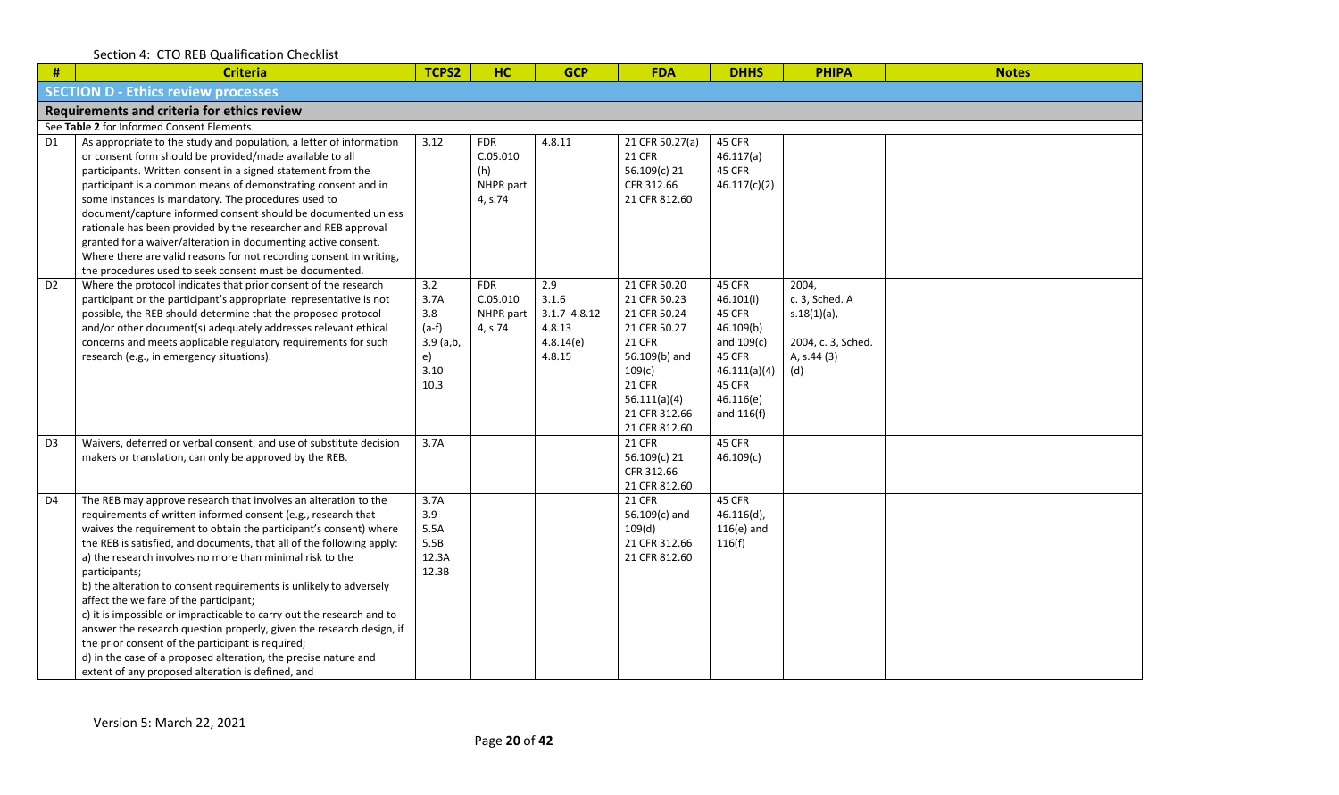Section 4: CTO REB Qualification Checklist

| # | Criteria | TCPS2 | HC | GCP | FDA | DHHS | PHIPA | Notes |
|---|---|---|---|---|---|---|---|---|
| **SECTION D - Ethics review processes** | | | | | | | | |
| **Requirements and criteria for ethics review** | | | | | | | | |
| See **Table 2** for Informed Consent Elements | | | | | | | | |
| D1 | As appropriate to the study and population, a letter of information or consent form should be provided/made available to all participants. Written consent in a signed statement from the participant is a common means of demonstrating consent and in some instances is mandatory. The procedures used to document/capture informed consent should be documented unless rationale has been provided by the researcher and REB approval granted for a waiver/alteration in documenting active consent. Where there are valid reasons for not recording consent in writing, the procedures used to seek consent must be documented. | 3.12 | FDR C.05.010 (h) NHPR part 4, s.74 | 4.8.11 | 21 CFR 50.27(a) 21 CFR 56.109(c) 21 CFR 312.66 21 CFR 812.60 | 45 CFR 46.117(a) 45 CFR 46.117(c)(2) | | |
| D2 | Where the protocol indicates that prior consent of the research participant or the participant's appropriate representative is not possible, the REB should determine that the proposed protocol and/or other document(s) adequately addresses relevant ethical concerns and meets applicable regulatory requirements for such research (e.g., in emergency situations). | 3.2 3.7A 3.8 (a-f) 3.9 (a,b, e) 3.10 10.3 | FDR C.05.010 NHPR part 4, s.74 | 2.9 3.1.6 3.1.7 4.8.12 4.8.13 4.8.14(e) 4.8.15 | 21 CFR 50.20 21 CFR 50.23 21 CFR 50.24 21 CFR 50.27 21 CFR 56.109(b) and 109(c) 21 CFR 56.111(a)(4) 21 CFR 312.66 21 CFR 812.60 | 45 CFR 46.101(i) 45 CFR 46.109(b) and 109(c) 45 CFR 46.111(a)(4) 45 CFR 46.116(e) and 116(f) | 2004, c. 3, Sched. A s.18(1)(a), 2004, c. 3, Sched. A, s.44 (3)(d) | |
| D3 | Waivers, deferred or verbal consent, and use of substitute decision makers or translation, can only be approved by the REB. | 3.7A | | | 21 CFR 56.109(c) 21 CFR 312.66 21 CFR 812.60 | 45 CFR 46.109(c) | | |
| D4 | The REB may approve research that involves an alteration to the requirements of written informed consent (e.g., research that waives the requirement to obtain the participant's consent) where the REB is satisfied, and documents, that all of the following apply:<br>a) the research involves no more than minimal risk to the participants;<br>b) the alteration to consent requirements is unlikely to adversely affect the welfare of the participant;<br>c) it is impossible or impracticable to carry out the research and to answer the research question properly, given the research design, if the prior consent of the participant is required;<br>d) in the case of a proposed alteration, the precise nature and extent of any proposed alteration is defined, and | 3.7A 3.9 5.5A 5.5B 12.3A 12.3B | | | 21 CFR 56.109(c) and 109(d) 21 CFR 312.66 21 CFR 812.60 | 45 CFR 46.116(d), 116(e) and 116(f) | | |

Version 5: March 22, 2021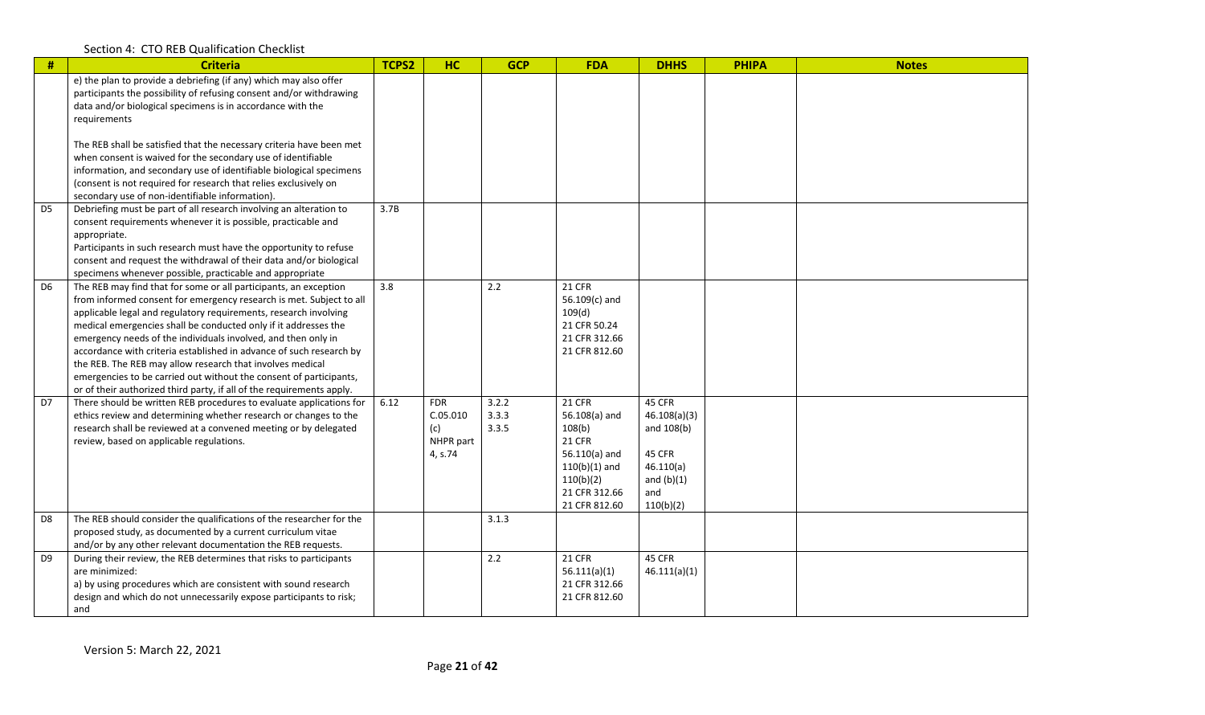Section 4: CTO REB Qualification Checklist

| # | Criteria | TCPS2 | HC | GCP | FDA | DHHS | PHIPA | Notes |
|---|---|---|---|---|---|---|---|---|
| | e) the plan to provide a debriefing (if any) which may also offer participants the possibility of refusing consent and/or withdrawing data and/or biological specimens is in accordance with the requirements<br><br>The REB shall be satisfied that the necessary criteria have been met when consent is waived for the secondary use of identifiable information, and secondary use of identifiable biological specimens (consent is not required for research that relies exclusively on secondary use of non-identifiable information). | | | | | | | |
| D5 | Debriefing must be part of all research involving an alteration to consent requirements whenever it is possible, practicable and appropriate.<br>Participants in such research must have the opportunity to refuse consent and request the withdrawal of their data and/or biological specimens whenever possible, practicable and appropriate | 3.7B | | | | | | |
| D6 | The REB may find that for some or all participants, an exception from informed consent for emergency research is met. Subject to all applicable legal and regulatory requirements, research involving medical emergencies shall be conducted only if it addresses the emergency needs of the individuals involved, and then only in accordance with criteria established in advance of such research by the REB. The REB may allow research that involves medical emergencies to be carried out without the consent of participants, or of their authorized third party, if all of the requirements apply. | 3.8 | | 2.2 | 21 CFR 56.109(c) and 109(d)<br>21 CFR 50.24<br>21 CFR 312.66<br>21 CFR 812.60 | | | |
| D7 | There should be written REB procedures to evaluate applications for ethics review and determining whether research or changes to the research shall be reviewed at a convened meeting or by delegated review, based on applicable regulations. | 6.12 | FDR C.05.010 (c)<br>NHPR part 4, s.74 | 3.2.2<br>3.3.3<br>3.3.5 | 21 CFR 56.108(a) and 108(b)<br>21 CFR 56.110(a) and 110(b)(1) and 110(b)(2)<br>21 CFR 312.66<br>21 CFR 812.60 | 45 CFR 46.108(a)(3) and 108(b)<br><br>45 CFR 46.110(a) and (b)(1) and 110(b)(2) | | |
| D8 | The REB should consider the qualifications of the researcher for the proposed study, as documented by a current curriculum vitae and/or by any other relevant documentation the REB requests. | | | 3.1.3 | | | | |
| D9 | During their review, the REB determines that risks to participants are minimized:<br>a) by using procedures which are consistent with sound research design and which do not unnecessarily expose participants to risk; and | | | 2.2 | 21 CFR 56.111(a)(1)<br>21 CFR 312.66<br>21 CFR 812.60 | 45 CFR 46.111(a)(1) | | |

Version 5: March 22, 2021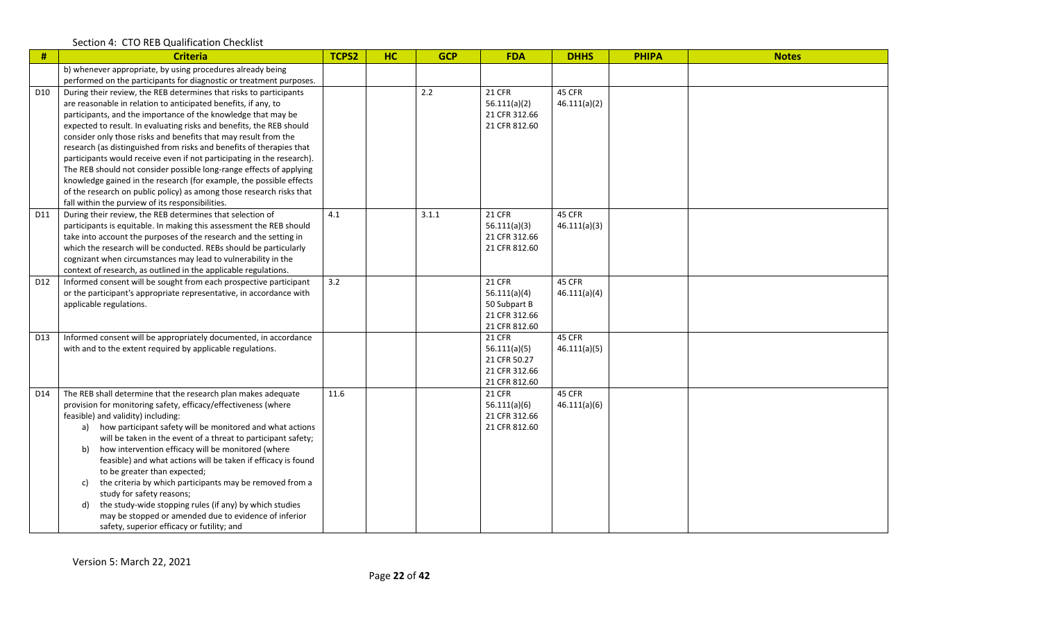Section 4: CTO REB Qualification Checklist

| # | Criteria | TCPS2 | HC | GCP | FDA | DHHS | PHIPA | Notes |
|---|---|---|---|---|---|---|---|---|
| | b) whenever appropriate, by using procedures already being performed on the participants for diagnostic or treatment purposes. | | | | | | | |
| D10 | During their review, the REB determines that risks to participants are reasonable in relation to anticipated benefits, if any, to participants, and the importance of the knowledge that may be expected to result. In evaluating risks and benefits, the REB should consider only those risks and benefits that may result from the research (as distinguished from risks and benefits of therapies that participants would receive even if not participating in the research). The REB should not consider possible long-range effects of applying knowledge gained in the research (for example, the possible effects of the research on public policy) as among those research risks that fall within the purview of its responsibilities. | | | 2.2 | 21 CFR 56.111(a)(2)<br>21 CFR 312.66<br>21 CFR 812.60 | 45 CFR 46.111(a)(2) | | |
| D11 | During their review, the REB determines that selection of participants is equitable. In making this assessment the REB should take into account the purposes of the research and the setting in which the research will be conducted. REBs should be particularly cognizant when circumstances may lead to vulnerability in the context of research, as outlined in the applicable regulations. | 4.1 | | 3.1.1 | 21 CFR 56.111(a)(3)<br>21 CFR 312.66<br>21 CFR 812.60 | 45 CFR 46.111(a)(3) | | |
| D12 | Informed consent will be sought from each prospective participant or the participant's appropriate representative, in accordance with applicable regulations. | 3.2 | | | 21 CFR 56.111(a)(4)<br>50 Subpart B<br>21 CFR 312.66<br>21 CFR 812.60 | 45 CFR 46.111(a)(4) | | |
| D13 | Informed consent will be appropriately documented, in accordance with and to the extent required by applicable regulations. | | | | 21 CFR 56.111(a)(5)<br>21 CFR 50.27<br>21 CFR 312.66<br>21 CFR 812.60 | 45 CFR 46.111(a)(5) | | |
| D14 | The REB shall determine that the research plan makes adequate provision for monitoring safety, efficacy/effectiveness (where feasible) and validity) including:<br>a) how participant safety will be monitored and what actions will be taken in the event of a threat to participant safety;<br>b) how intervention efficacy will be monitored (where feasible) and what actions will be taken if efficacy is found to be greater than expected;<br>c) the criteria by which participants may be removed from a study for safety reasons;<br>d) the study-wide stopping rules (if any) by which studies may be stopped or amended due to evidence of inferior safety, superior efficacy or futility; and | 11.6 | | | 21 CFR 56.111(a)(6)<br>21 CFR 312.66<br>21 CFR 812.60 | 45 CFR 46.111(a)(6) | | |

Version 5: March 22, 2021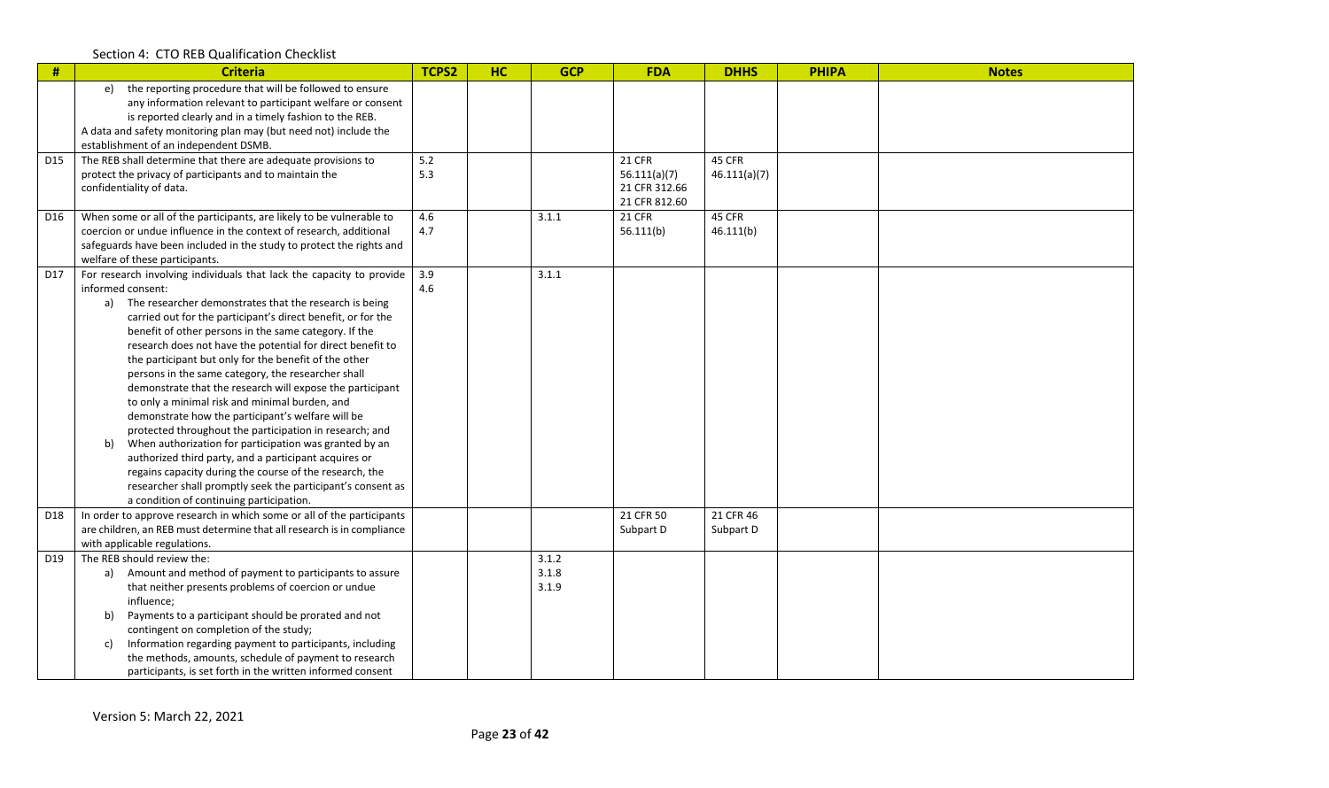Section 4: CTO REB Qualification Checklist

| # | Criteria | TCPS2 | HC | GCP | FDA | DHHS | PHIPA | Notes |
|---|---|---|---|---|---|---|---|---|
| | e) the reporting procedure that will be followed to ensure any information relevant to participant welfare or consent is reported clearly and in a timely fashion to the REB.<br>A data and safety monitoring plan may (but need not) include the establishment of an independent DSMB. | | | | | | | |
| D15 | The REB shall determine that there are adequate provisions to protect the privacy of participants and to maintain the confidentiality of data. | 5.2<br>5.3 | | | 21 CFR 56.111(a)(7)<br>21 CFR 312.66<br>21 CFR 812.60 | 45 CFR 46.111(a)(7) | | |
| D16 | When some or all of the participants, are likely to be vulnerable to coercion or undue influence in the context of research, additional safeguards have been included in the study to protect the rights and welfare of these participants. | 4.6<br>4.7 | | 3.1.1 | 21 CFR 56.111(b) | 45 CFR 46.111(b) | | |
| D17 | For research involving individuals that lack the capacity to provide informed consent:<br>a) The researcher demonstrates that the research is being carried out for the participant's direct benefit, or for the benefit of other persons in the same category. If the research does not have the potential for direct benefit to the participant but only for the benefit of the other persons in the same category, the researcher shall demonstrate that the research will expose the participant to only a minimal risk and minimal burden, and demonstrate how the participant's welfare will be protected throughout the participation in research; and<br>b) When authorization for participation was granted by an authorized third party, and a participant acquires or regains capacity during the course of the research, the researcher shall promptly seek the participant's consent as a condition of continuing participation. | 3.9<br>4.6 | | 3.1.1 | | | | |
| D18 | In order to approve research in which some or all of the participants are children, an REB must determine that all research is in compliance with applicable regulations. | | | | 21 CFR 50 Subpart D | 21 CFR 46 Subpart D | | |
| D19 | The REB should review the:<br>a) Amount and method of payment to participants to assure that neither presents problems of coercion or undue influence;<br>b) Payments to a participant should be prorated and not contingent on completion of the study;<br>c) Information regarding payment to participants, including the methods, amounts, schedule of payment to research participants, is set forth in the written informed consent | | | 3.1.2<br>3.1.8<br>3.1.9 | | | | |

Version 5: March 22, 2021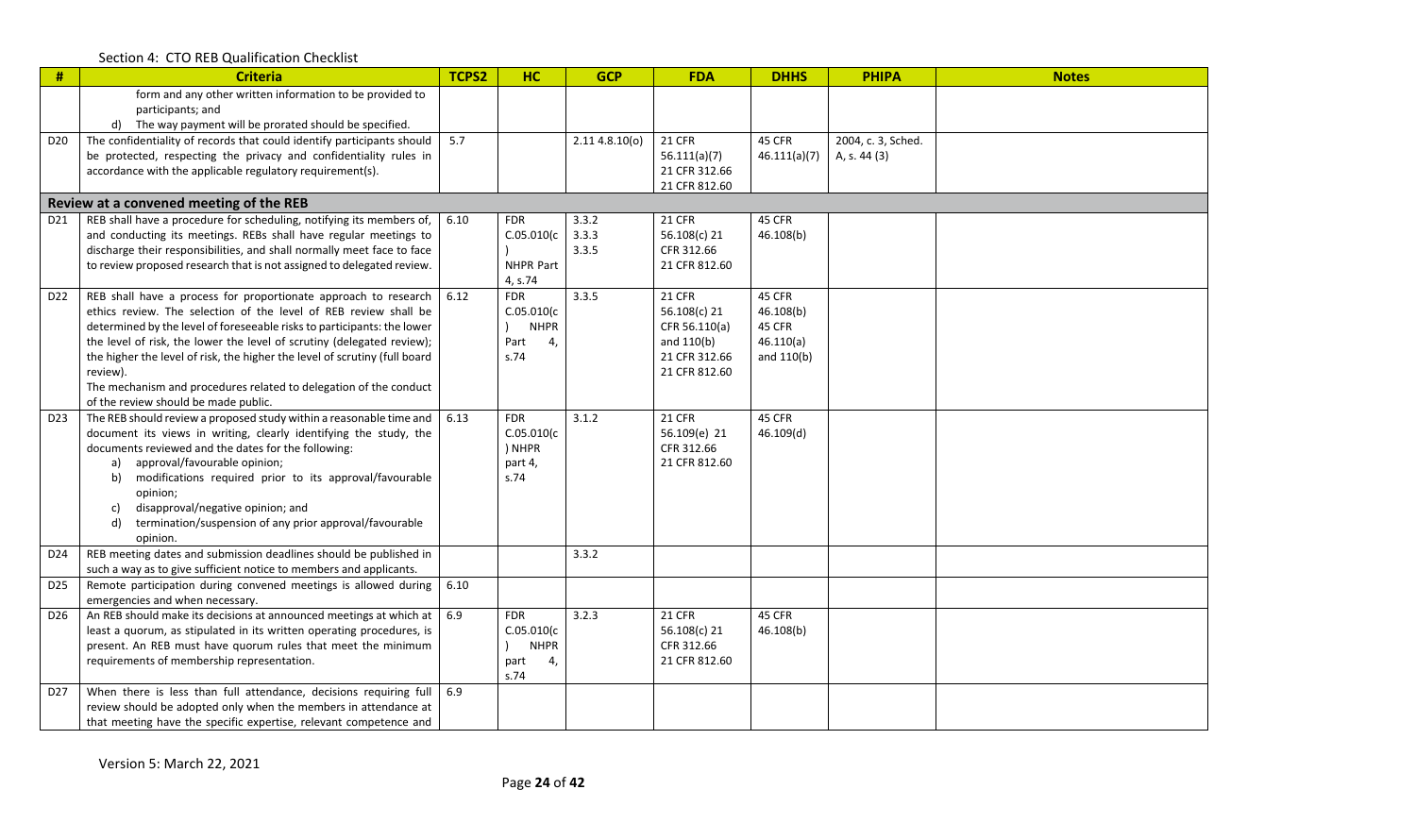Section 4: CTO REB Qualification Checklist

| # | Criteria | TCPS2 | HC | GCP | FDA | DHHS | PHIPA | Notes |
|---|---|---|---|---|---|---|---|---|
| | form and any other written information to be provided to participants; and<br>d) The way payment will be prorated should be specified. | | | | | | | |
| D20 | The confidentiality of records that could identify participants should be protected, respecting the privacy and confidentiality rules in accordance with the applicable regulatory requirement(s). | 5.7 | | 2.11 4.8.10(o) | 21 CFR 56.111(a)(7) 21 CFR 312.66 21 CFR 812.60 | 45 CFR 46.111(a)(7) | 2004, c. 3, Sched. A, s. 44 (3) | |
| **Review at a convened meeting of the REB** | | | | | | | | |
| D21 | REB shall have a procedure for scheduling, notifying its members of, and conducting its meetings. REBs shall have regular meetings to discharge their responsibilities, and shall normally meet face to face to review proposed research that is not assigned to delegated review. | 6.10 | FDR C.05.010(c) NHPR Part 4, s.74 | 3.3.2 3.3.3 3.3.5 | 21 CFR 56.108(c) 21 CFR 312.66 21 CFR 812.60 | 45 CFR 46.108(b) | | |
| D22 | REB shall have a process for proportionate approach to research ethics review. The selection of the level of REB review shall be determined by the level of foreseeable risks to participants: the lower the level of risk, the lower the level of scrutiny (delegated review); the higher the level of risk, the higher the level of scrutiny (full board review).<br>The mechanism and procedures related to delegation of the conduct of the review should be made public. | 6.12 | FDR C.05.010(c) NHPR Part 4, s.74 | 3.3.5 | 21 CFR 56.108(c) 21 CFR 56.110(a) and 110(b) 21 CFR 312.66 21 CFR 812.60 | 45 CFR 46.108(b) 45 CFR 46.110(a) and 110(b) | | |
| D23 | The REB should review a proposed study within a reasonable time and document its views in writing, clearly identifying the study, the documents reviewed and the dates for the following:<br>a) approval/favourable opinion;<br>b) modifications required prior to its approval/favourable opinion;<br>c) disapproval/negative opinion; and<br>d) termination/suspension of any prior approval/favourable opinion. | 6.13 | FDR C.05.010(c) NHPR part 4, s.74 | 3.1.2 | 21 CFR 56.109(e) 21 CFR 312.66 21 CFR 812.60 | 45 CFR 46.109(d) | | |
| D24 | REB meeting dates and submission deadlines should be published in such a way as to give sufficient notice to members and applicants. | | | 3.3.2 | | | | |
| D25 | Remote participation during convened meetings is allowed during emergencies and when necessary. | 6.10 | | | | | | |
| D26 | An REB should make its decisions at announced meetings at which at least a quorum, as stipulated in its written operating procedures, is present. An REB must have quorum rules that meet the minimum requirements of membership representation. | 6.9 | FDR C.05.010(c) NHPR part 4, s.74 | 3.2.3 | 21 CFR 56.108(c) 21 CFR 312.66 21 CFR 812.60 | 45 CFR 46.108(b) | | |
| D27 | When there is less than full attendance, decisions requiring full review should be adopted only when the members in attendance at that meeting have the specific expertise, relevant competence and | 6.9 | | | | | | |

Version 5: March 22, 2021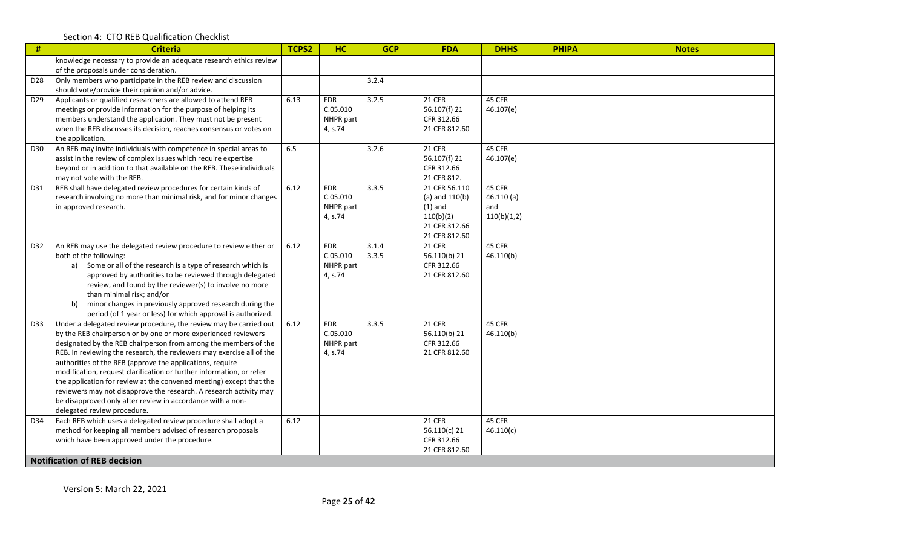Section 4: CTO REB Qualification Checklist

| # | Criteria | TCPS2 | HC | GCP | FDA | DHHS | PHIPA | Notes |
|---|---|---|---|---|---|---|---|---|
| | knowledge necessary to provide an adequate research ethics review of the proposals under consideration. | | | | | | | |
| D28 | Only members who participate in the REB review and discussion should vote/provide their opinion and/or advice. | | | 3.2.4 | | | | |
| D29 | Applicants or qualified researchers are allowed to attend REB meetings or provide information for the purpose of helping its members understand the application. They must not be present when the REB discusses its decision, reaches consensus or votes on the application. | 6.13 | FDR C.05.010 NHPR part 4, s.74 | 3.2.5 | 21 CFR 56.107(f) 21 CFR 312.66 21 CFR 812.60 | 45 CFR 46.107(e) | | |
| D30 | An REB may invite individuals with competence in special areas to assist in the review of complex issues which require expertise beyond or in addition to that available on the REB. These individuals may not vote with the REB. | 6.5 | | 3.2.6 | 21 CFR 56.107(f) 21 CFR 312.66 21 CFR 812. | 45 CFR 46.107(e) | | |
| D31 | REB shall have delegated review procedures for certain kinds of research involving no more than minimal risk, and for minor changes in approved research. | 6.12 | FDR C.05.010 NHPR part 4, s.74 | 3.3.5 | 21 CFR 56.110 (a) and 110(b) (1) and 110(b)(2) 21 CFR 312.66 21 CFR 812.60 | 45 CFR 46.110 (a) and 110(b)(1,2) | | |
| D32 | An REB may use the delegated review procedure to review either or both of the following:<br>a) Some or all of the research is a type of research which is approved by authorities to be reviewed through delegated review, and found by the reviewer(s) to involve no more than minimal risk; and/or<br>b) minor changes in previously approved research during the period (of 1 year or less) for which approval is authorized. | 6.12 | FDR C.05.010 NHPR part 4, s.74 | 3.1.4 3.3.5 | 21 CFR 56.110(b) 21 CFR 312.66 21 CFR 812.60 | 45 CFR 46.110(b) | | |
| D33 | Under a delegated review procedure, the review may be carried out by the REB chairperson or by one or more experienced reviewers designated by the REB chairperson from among the members of the REB. In reviewing the research, the reviewers may exercise all of the authorities of the REB (approve the applications, require modification, request clarification or further information, or refer the application for review at the convened meeting) except that the reviewers may not disapprove the research. A research activity may be disapproved only after review in accordance with a non-delegated review procedure. | 6.12 | FDR C.05.010 NHPR part 4, s.74 | 3.3.5 | 21 CFR 56.110(b) 21 CFR 312.66 21 CFR 812.60 | 45 CFR 46.110(b) | | |
| D34 | Each REB which uses a delegated review procedure shall adopt a method for keeping all members advised of research proposals which have been approved under the procedure. | 6.12 | | | 21 CFR 56.110(c) 21 CFR 312.66 21 CFR 812.60 | 45 CFR 46.110(c) | | |
| | **Notification of REB decision** | | | | | | | |

Version 5: March 22, 2021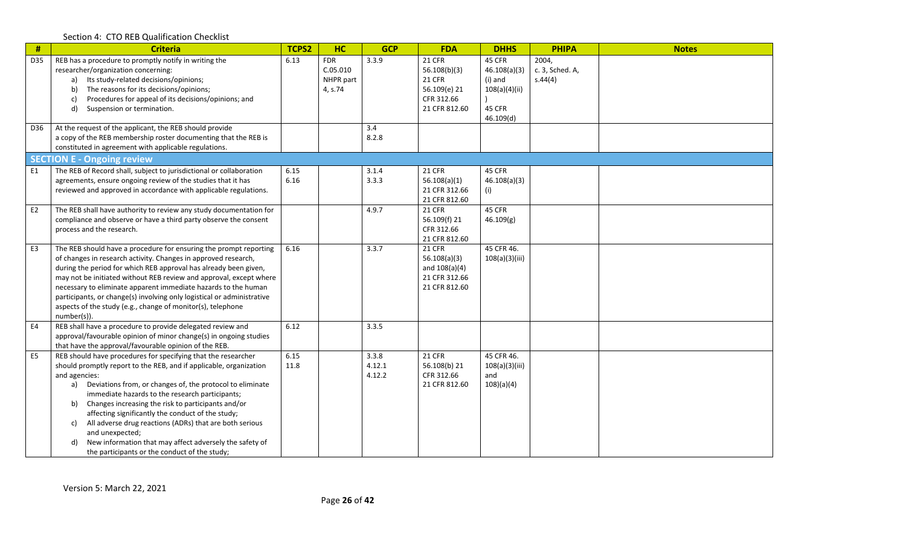Section 4: CTO REB Qualification Checklist

| # | Criteria | TCPS2 | HC | GCP | FDA | DHHS | PHIPA | Notes |
|---|---|---|---|---|---|---|---|---|
| D35 | REB has a procedure to promptly notify in writing the researcher/organization concerning: a) Its study-related decisions/opinions; b) The reasons for its decisions/opinions; c) Procedures for appeal of its decisions/opinions; and d) Suspension or termination. | 6.13 | FDR C.05.010 NHPR part 4, s.74 | 3.3.9 | 21 CFR 56.108(b)(3) 21 CFR 56.109(e) 21 CFR 312.66 21 CFR 812.60 | 45 CFR 46.108(a)(3) (i) and 108(a)(4)(ii) ) 45 CFR 46.109(d) | 2004, c. 3, Sched. A, s.44(4) | |
| D36 | At the request of the applicant, the REB should provide a copy of the REB membership roster documenting that the REB is constituted in agreement with applicable regulations. | | | 3.4 8.2.8 | | | | |
| **SECTION E - Ongoing review** | | | | | | | | |
| E1 | The REB of Record shall, subject to jurisdictional or collaboration agreements, ensure ongoing review of the studies that it has reviewed and approved in accordance with applicable regulations. | 6.15 6.16 | | 3.1.4 3.3.3 | 21 CFR 56.108(a)(1) 21 CFR 312.66 21 CFR 812.60 | 45 CFR 46.108(a)(3) (i) | | |
| E2 | The REB shall have authority to review any study documentation for compliance and observe or have a third party observe the consent process and the research. | | | 4.9.7 | 21 CFR 56.109(f) 21 CFR 312.66 21 CFR 812.60 | 45 CFR 46.109(g) | | |
| E3 | The REB should have a procedure for ensuring the prompt reporting of changes in research activity. Changes in approved research, during the period for which REB approval has already been given, may not be initiated without REB review and approval, except where necessary to eliminate apparent immediate hazards to the human participants, or change(s) involving only logistical or administrative aspects of the study (e.g., change of monitor(s), telephone number(s)). | 6.16 | | 3.3.7 | 21 CFR 56.108(a)(3) and 108(a)(4) 21 CFR 312.66 21 CFR 812.60 | 45 CFR 46. 108(a)(3)(iii) | | |
| E4 | REB shall have a procedure to provide delegated review and approval/favourable opinion of minor change(s) in ongoing studies that have the approval/favourable opinion of the REB. | 6.12 | | 3.3.5 | | | | |
| E5 | REB should have procedures for specifying that the researcher should promptly report to the REB, and if applicable, organization and agencies: a) Deviations from, or changes of, the protocol to eliminate immediate hazards to the research participants; b) Changes increasing the risk to participants and/or affecting significantly the conduct of the study; c) All adverse drug reactions (ADRs) that are both serious and unexpected; d) New information that may affect adversely the safety of the participants or the conduct of the study; | 6.15 11.8 | | 3.3.8 4.12.1 4.12.2 | 21 CFR 56.108(b) 21 CFR 312.66 21 CFR 812.60 | 45 CFR 46. 108(a)(3)(iii) and 108)(a)(4) | | |

Version 5: March 22, 2021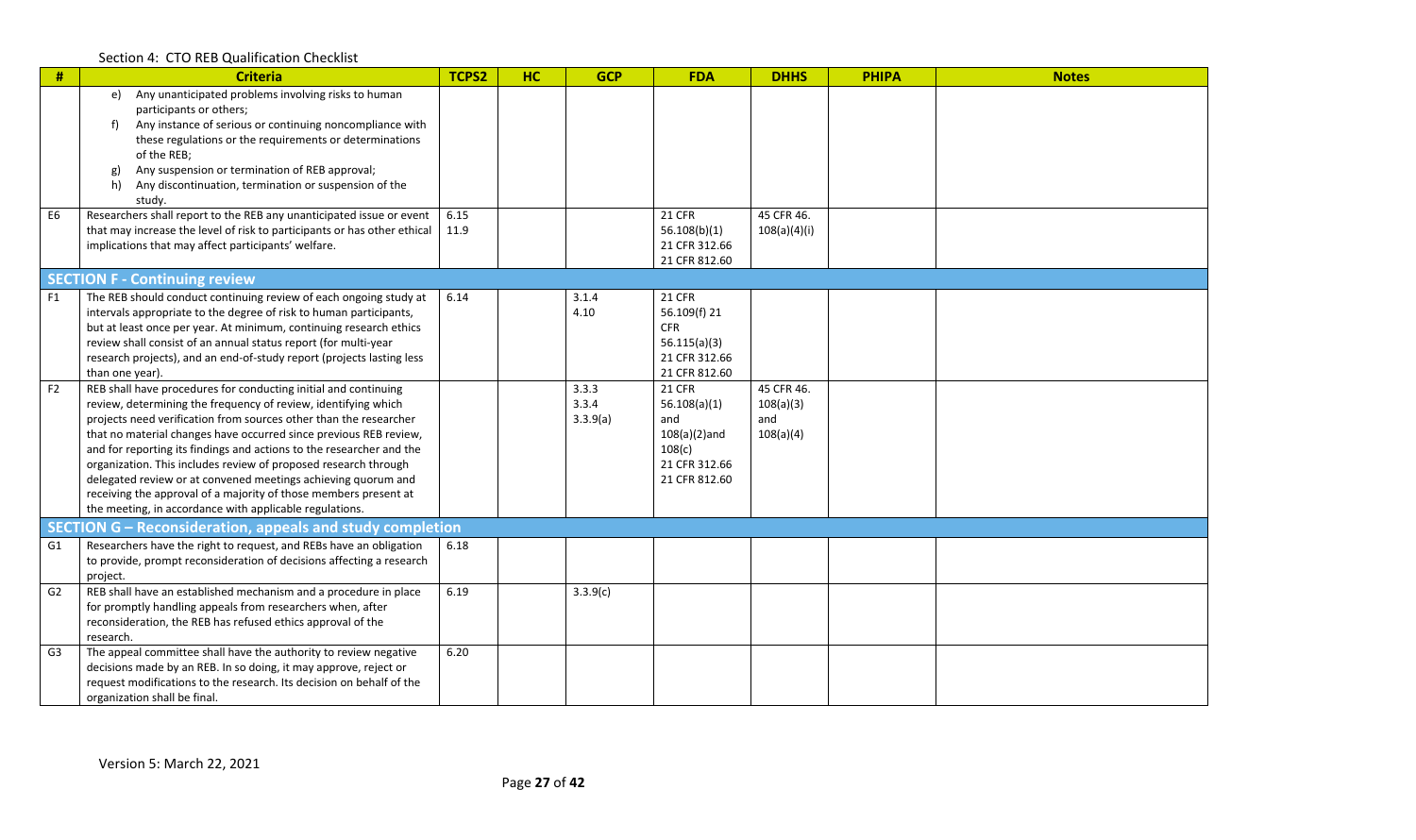Section 4: CTO REB Qualification Checklist

| # | Criteria | TCPS2 | HC | GCP | FDA | DHHS | PHIPA | Notes |
|---|---|---|---|---|---|---|---|---|
| | e) Any unanticipated problems involving risks to human participants or others;<br>f) Any instance of serious or continuing noncompliance with these regulations or the requirements or determinations of the REB;<br>g) Any suspension or termination of REB approval;<br>h) Any discontinuation, termination or suspension of the study. | | | | | | | |
| E6 | Researchers shall report to the REB any unanticipated issue or event that may increase the level of risk to participants or has other ethical implications that may affect participants' welfare. | 6.15<br>11.9 | | | 21 CFR 56.108(b)(1)<br>21 CFR 312.66<br>21 CFR 812.60 | 45 CFR 46. 108(a)(4)(i) | | |
| **SECTION F - Continuing review** | | | | | | | | |
| F1 | The REB should conduct continuing review of each ongoing study at intervals appropriate to the degree of risk to human participants, but at least once per year. At minimum, continuing research ethics review shall consist of an annual status report (for multi-year research projects), and an end-of-study report (projects lasting less than one year). | 6.14 | | 3.1.4<br>4.10 | 21 CFR 56.109(f) 21 CFR 56.115(a)(3)<br>21 CFR 312.66<br>21 CFR 812.60 | | | |
| F2 | REB shall have procedures for conducting initial and continuing review, determining the frequency of review, identifying which projects need verification from sources other than the researcher that no material changes have occurred since previous REB review, and for reporting its findings and actions to the researcher and the organization. This includes review of proposed research through delegated review or at convened meetings achieving quorum and receiving the approval of a majority of those members present at the meeting, in accordance with applicable regulations. | | | 3.3.3<br>3.3.4<br>3.3.9(a) | 21 CFR 56.108(a)(1) and 108(a)(2)and 108(c)<br>21 CFR 312.66<br>21 CFR 812.60 | 45 CFR 46. 108(a)(3) and 108(a)(4) | | |
| **SECTION G – Reconsideration, appeals and study completion** | | | | | | | | |
| G1 | Researchers have the right to request, and REBs have an obligation to provide, prompt reconsideration of decisions affecting a research project. | 6.18 | | | | | | |
| G2 | REB shall have an established mechanism and a procedure in place for promptly handling appeals from researchers when, after reconsideration, the REB has refused ethics approval of the research. | 6.19 | | 3.3.9(c) | | | | |
| G3 | The appeal committee shall have the authority to review negative decisions made by an REB. In so doing, it may approve, reject or request modifications to the research. Its decision on behalf of the organization shall be final. | 6.20 | | | | | | |

Version 5: March 22, 2021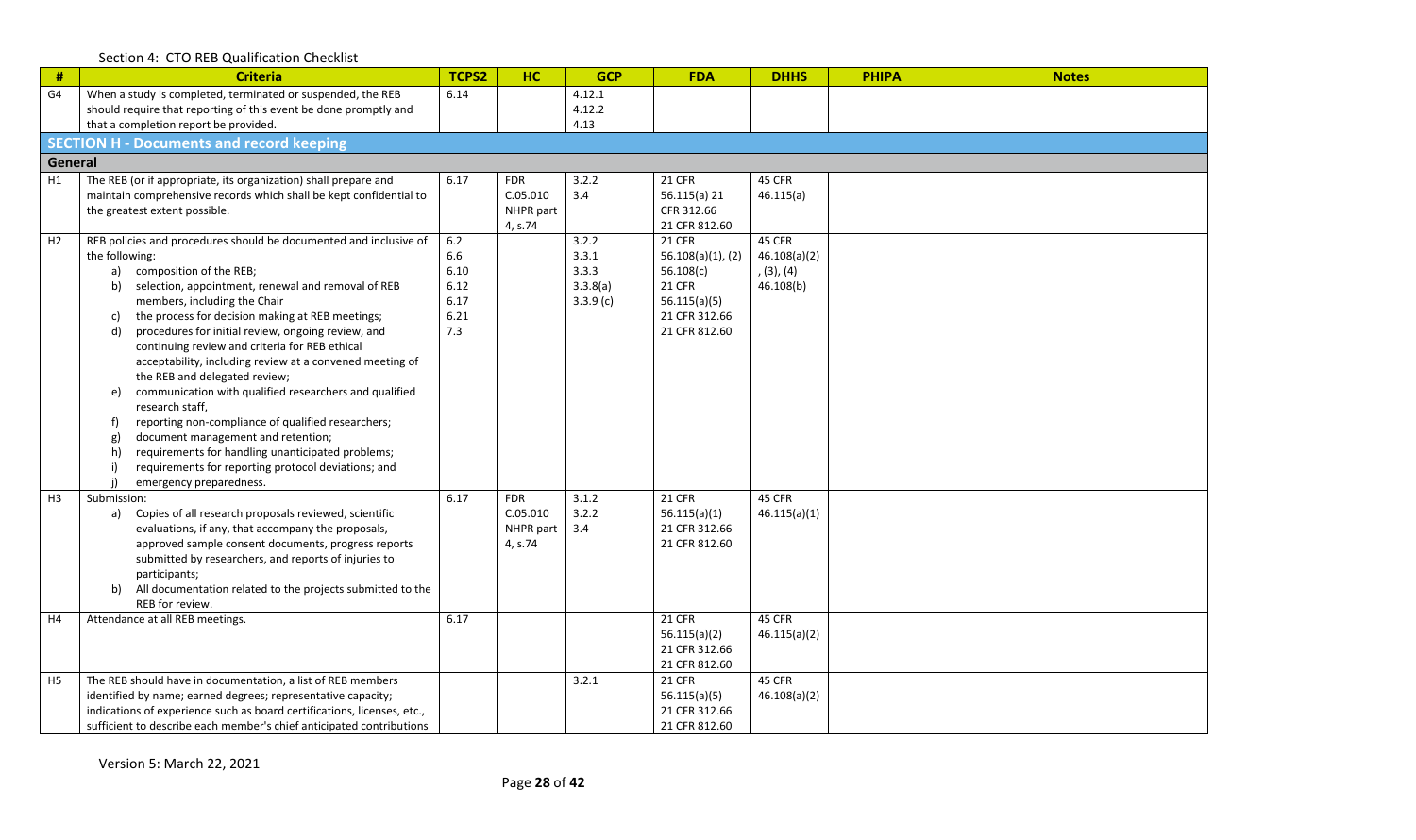Section 4: CTO REB Qualification Checklist

| # | Criteria | TCPS2 | HC | GCP | FDA | DHHS | PHIPA | Notes |
|---|---|---|---|---|---|---|---|---|
| G4 | When a study is completed, terminated or suspended, the REB should require that reporting of this event be done promptly and that a completion report be provided. | 6.14 | | 4.12.1<br>4.12.2<br>4.13 | | | | |
| **SECTION H - Documents and record keeping** | | | | | | | | |
| **General** | | | | | | | | |
| H1 | The REB (or if appropriate, its organization) shall prepare and maintain comprehensive records which shall be kept confidential to the greatest extent possible. | 6.17 | FDR C.05.010 NHPR part 4, s.74 | 3.2.2<br>3.4 | 21 CFR 56.115(a) 21 CFR 312.66 21 CFR 812.60 | 45 CFR 46.115(a) | | |
| H2 | REB policies and procedures should be documented and inclusive of the following:<br>a) composition of the REB;<br>b) selection, appointment, renewal and removal of REB members, including the Chair<br>c) the process for decision making at REB meetings;<br>d) procedures for initial review, ongoing review, and continuing review and criteria for REB ethical acceptability, including review at a convened meeting of the REB and delegated review;<br>e) communication with qualified researchers and qualified research staff,<br>f) reporting non-compliance of qualified researchers;<br>g) document management and retention;<br>h) requirements for handling unanticipated problems;<br>i) requirements for reporting protocol deviations; and<br>j) emergency preparedness. | 6.2<br>6.6<br>6.10<br>6.12<br>6.17<br>6.21<br>7.3 | | 3.2.2<br>3.3.1<br>3.3.3<br>3.3.8(a)<br>3.3.9 (c) | 21 CFR 56.108(a)(1), (2) 56.108(c) 21 CFR 56.115(a)(5) 21 CFR 312.66 21 CFR 812.60 | 45 CFR 46.108(a)(2), (3), (4) 46.108(b) | | |
| H3 | Submission:<br>a) Copies of all research proposals reviewed, scientific evaluations, if any, that accompany the proposals, approved sample consent documents, progress reports submitted by researchers, and reports of injuries to participants;<br>b) All documentation related to the projects submitted to the REB for review. | 6.17 | FDR C.05.010 NHPR part 4, s.74 | 3.1.2<br>3.2.2<br>3.4 | 21 CFR 56.115(a)(1) 21 CFR 312.66 21 CFR 812.60 | 45 CFR 46.115(a)(1) | | |
| H4 | Attendance at all REB meetings. | 6.17 | | | 21 CFR 56.115(a)(2) 21 CFR 312.66 21 CFR 812.60 | 45 CFR 46.115(a)(2) | | |
| H5 | The REB should have in documentation, a list of REB members identified by name; earned degrees; representative capacity; indications of experience such as board certifications, licenses, etc., sufficient to describe each member's chief anticipated contributions | | | 3.2.1 | 21 CFR 56.115(a)(5) 21 CFR 312.66 21 CFR 812.60 | 45 CFR 46.108(a)(2) | | |

Version 5: March 22, 2021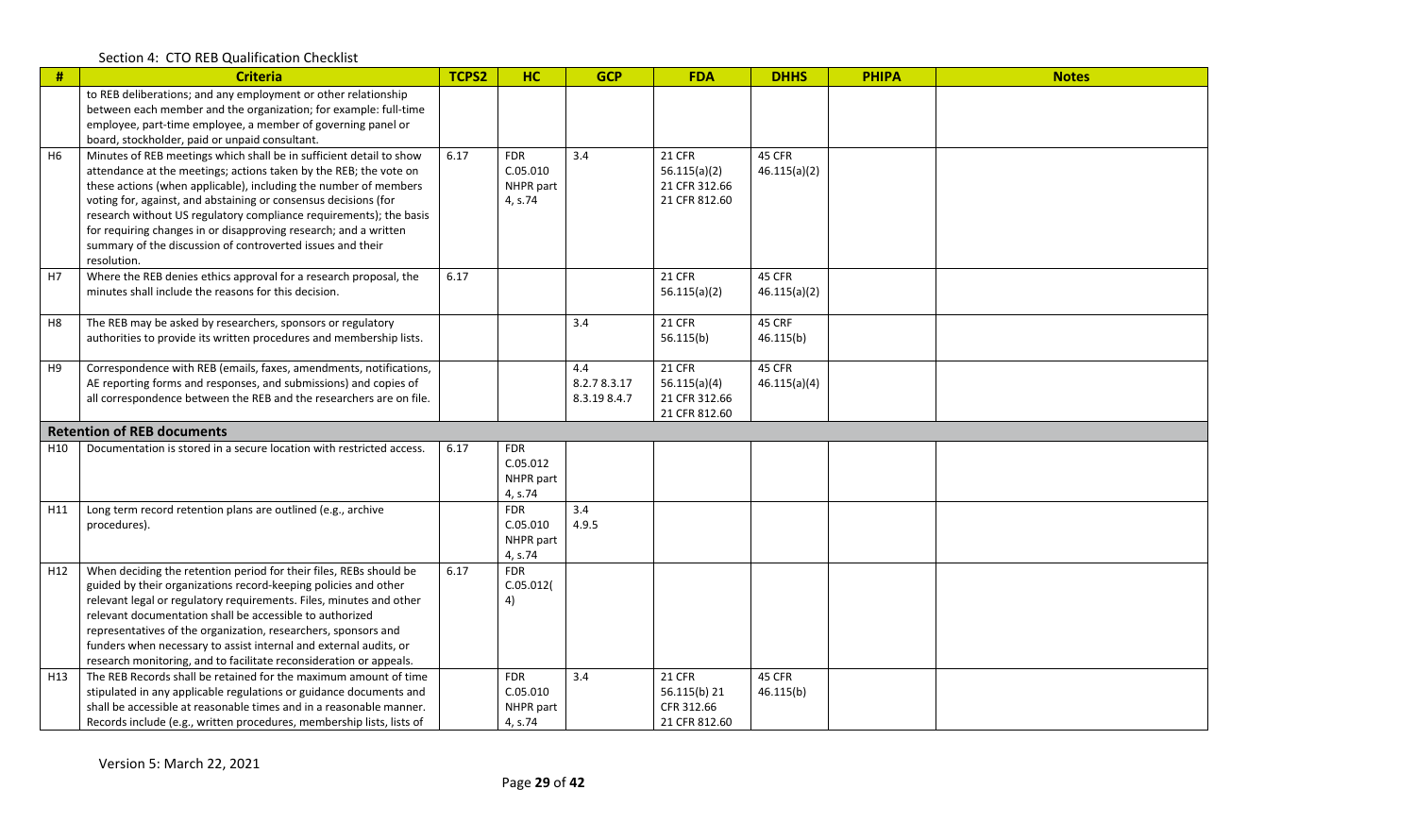Section 4: CTO REB Qualification Checklist

| # | Criteria | TCPS2 | HC | GCP | FDA | DHHS | PHIPA | Notes |
|---|---|---|---|---|---|---|---|---|
| | to REB deliberations; and any employment or other relationship between each member and the organization; for example: full-time employee, part-time employee, a member of governing panel or board, stockholder, paid or unpaid consultant. | | | | | | | |
| H6 | Minutes of REB meetings which shall be in sufficient detail to show attendance at the meetings; actions taken by the REB; the vote on these actions (when applicable), including the number of members voting for, against, and abstaining or consensus decisions (for research without US regulatory compliance requirements); the basis for requiring changes in or disapproving research; and a written summary of the discussion of controverted issues and their resolution. | 6.17 | FDR C.05.010 NHPR part 4, s.74 | 3.4 | 21 CFR 56.115(a)(2) 21 CFR 312.66 21 CFR 812.60 | 45 CFR 46.115(a)(2) | | |
| H7 | Where the REB denies ethics approval for a research proposal, the minutes shall include the reasons for this decision. | 6.17 | | | 21 CFR 56.115(a)(2) | 45 CFR 46.115(a)(2) | | |
| H8 | The REB may be asked by researchers, sponsors or regulatory authorities to provide its written procedures and membership lists. | | | 3.4 | 21 CFR 56.115(b) | 45 CRF 46.115(b) | | |
| H9 | Correspondence with REB (emails, faxes, amendments, notifications, AE reporting forms and responses, and submissions) and copies of all correspondence between the REB and the researchers are on file. | | | 4.4 8.2.7 8.3.17 8.3.19 8.4.7 | 21 CFR 56.115(a)(4) 21 CFR 312.66 21 CFR 812.60 | 45 CFR 46.115(a)(4) | | |
| **Retention of REB documents** | | | | | | | | |
| H10 | Documentation is stored in a secure location with restricted access. | 6.17 | FDR C.05.012 NHPR part 4, s.74 | | | | | |
| H11 | Long term record retention plans are outlined (e.g., archive procedures). | | FDR C.05.010 NHPR part 4, s.74 | 3.4 4.9.5 | | | | |
| H12 | When deciding the retention period for their files, REBs should be guided by their organizations record-keeping policies and other relevant legal or regulatory requirements. Files, minutes and other relevant documentation shall be accessible to authorized representatives of the organization, researchers, sponsors and funders when necessary to assist internal and external audits, or research monitoring, and to facilitate reconsideration or appeals. | 6.17 | FDR C.05.012(4) | | | | | |
| H13 | The REB Records shall be retained for the maximum amount of time stipulated in any applicable regulations or guidance documents and shall be accessible at reasonable times and in a reasonable manner. Records include (e.g., written procedures, membership lists, lists of | | FDR C.05.010 NHPR part 4, s.74 | 3.4 | 21 CFR 56.115(b) 21 CFR 312.66 21 CFR 812.60 | 45 CFR 46.115(b) | | |

Version 5: March 22, 2021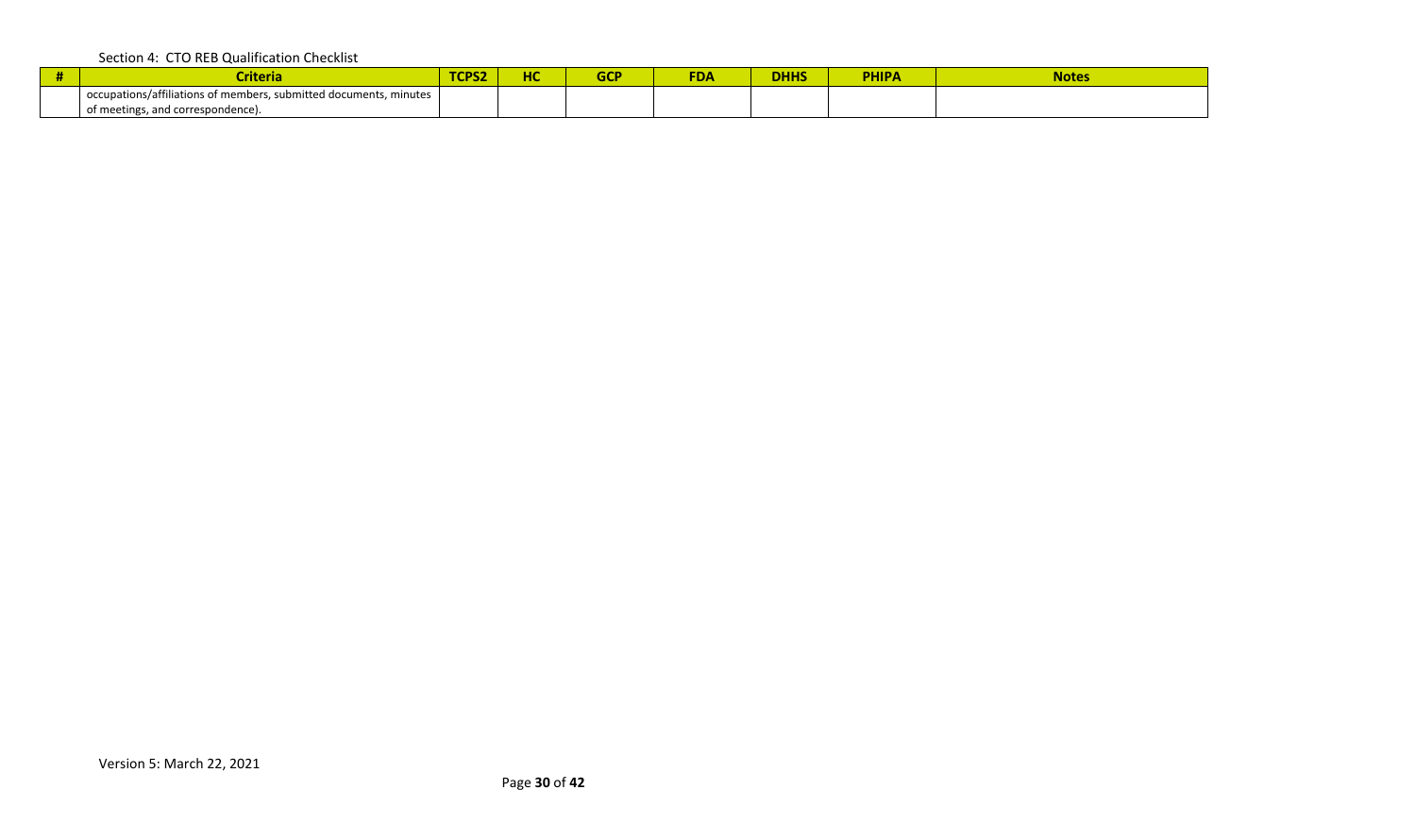Section 4: CTO REB Qualification Checklist

| # | Criteria | TCPS2 | HC | GCP | FDA | DHHS | PHIPA | Notes |
|---|---|---|---|---|---|---|---|---|
| | occupations/affiliations of members, submitted documents, minutes of meetings, and correspondence). | | | | | | | |

Version 5: March 22, 2021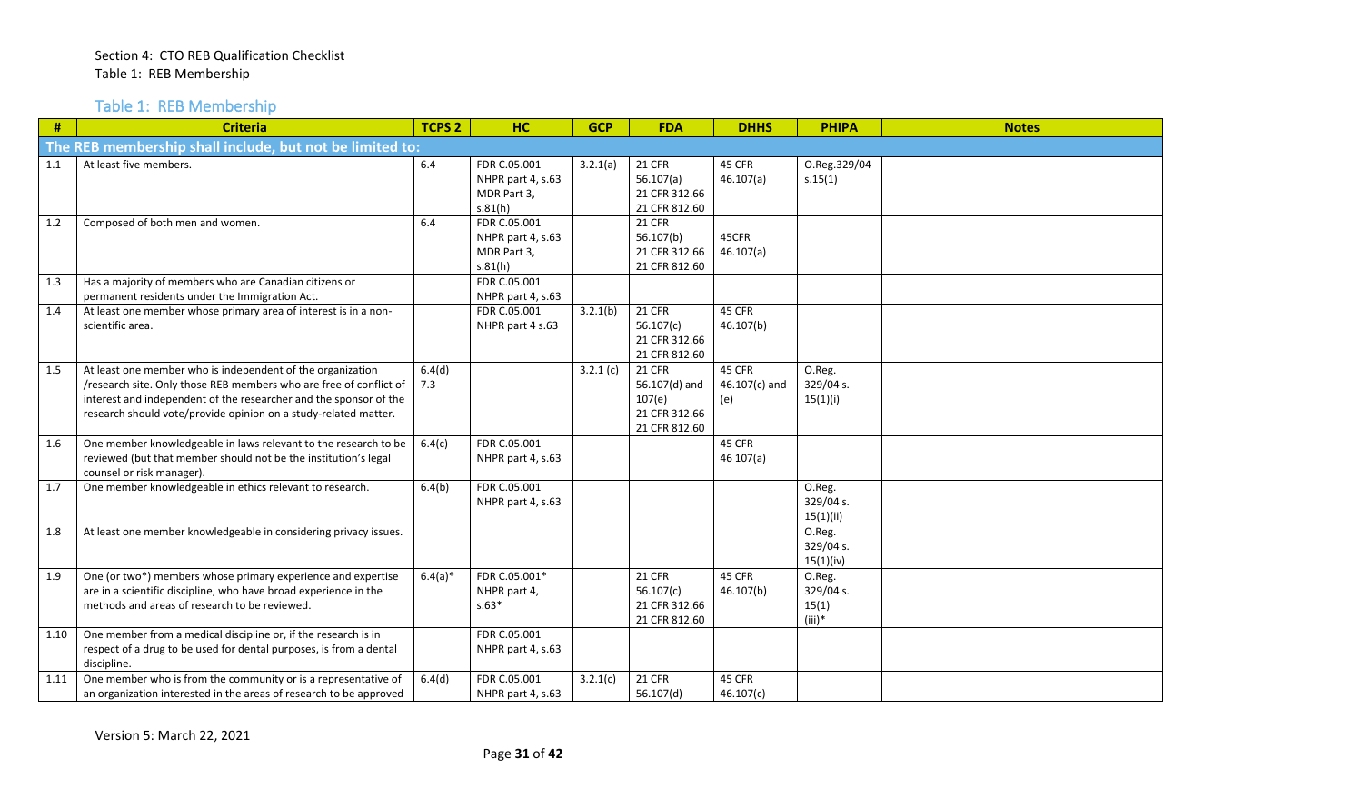Section 4: CTO REB Qualification Checklist
Table 1: REB Membership

## Table 1: REB Membership

| # | Criteria | TCPS 2 | HC | GCP | FDA | DHHS | PHIPA | Notes |
|---|---|---|---|---|---|---|---|---|
| **The REB membership shall include, but not be limited to:** | | | | | | | | |
| 1.1 | At least five members. | 6.4 | FDR C.05.001 NHPR part 4, s.63 MDR Part 3, s.81(h) | 3.2.1(a) | 21 CFR 56.107(a) 21 CFR 312.66 21 CFR 812.60 | 45 CFR 46.107(a) | O.Reg.329/04 s.15(1) | |
| 1.2 | Composed of both men and women. | 6.4 | FDR C.05.001 NHPR part 4, s.63 MDR Part 3, s.81(h) | | 21 CFR 56.107(b) 21 CFR 312.66 21 CFR 812.60 | 45CFR 46.107(a) | | |
| 1.3 | Has a majority of members who are Canadian citizens or permanent residents under the Immigration Act. | | FDR C.05.001 NHPR part 4, s.63 | | | | | |
| 1.4 | At least one member whose primary area of interest is in a non-scientific area. | | FDR C.05.001 NHPR part 4 s.63 | 3.2.1(b) | 21 CFR 56.107(c) 21 CFR 312.66 21 CFR 812.60 | 45 CFR 46.107(b) | | |
| 1.5 | At least one member who is independent of the organization /research site. Only those REB members who are free of conflict of interest and independent of the researcher and the sponsor of the research should vote/provide opinion on a study-related matter. | 6.4(d) 7.3 | | 3.2.1 (c) | 21 CFR 56.107(d) and 107(e) 21 CFR 312.66 21 CFR 812.60 | 45 CFR 46.107(c) and (e) | O.Reg. 329/04 s. 15(1)(i) | |
| 1.6 | One member knowledgeable in laws relevant to the research to be reviewed (but that member should not be the institution's legal counsel or risk manager). | 6.4(c) | FDR C.05.001 NHPR part 4, s.63 | | | 45 CFR 46 107(a) | | |
| 1.7 | One member knowledgeable in ethics relevant to research. | 6.4(b) | FDR C.05.001 NHPR part 4, s.63 | | | | O.Reg. 329/04 s. 15(1)(ii) | |
| 1.8 | At least one member knowledgeable in considering privacy issues. | | | | | | O.Reg. 329/04 s. 15(1)(iv) | |
| 1.9 | One (or two*) members whose primary experience and expertise are in a scientific discipline, who have broad experience in the methods and areas of research to be reviewed. | 6.4(a)* | FDR C.05.001* NHPR part 4, s.63* | | 21 CFR 56.107(c) 21 CFR 312.66 21 CFR 812.60 | 45 CFR 46.107(b) | O.Reg. 329/04 s. 15(1) (iii)* | |
| 1.10 | One member from a medical discipline or, if the research is in respect of a drug to be used for dental purposes, is from a dental discipline. | | FDR C.05.001 NHPR part 4, s.63 | | | | | |
| 1.11 | One member who is from the community or is a representative of an organization interested in the areas of research to be approved | 6.4(d) | FDR C.05.001 NHPR part 4, s.63 | 3.2.1(c) | 21 CFR 56.107(d) | 45 CFR 46.107(c) | | |

Version 5: March 22, 2021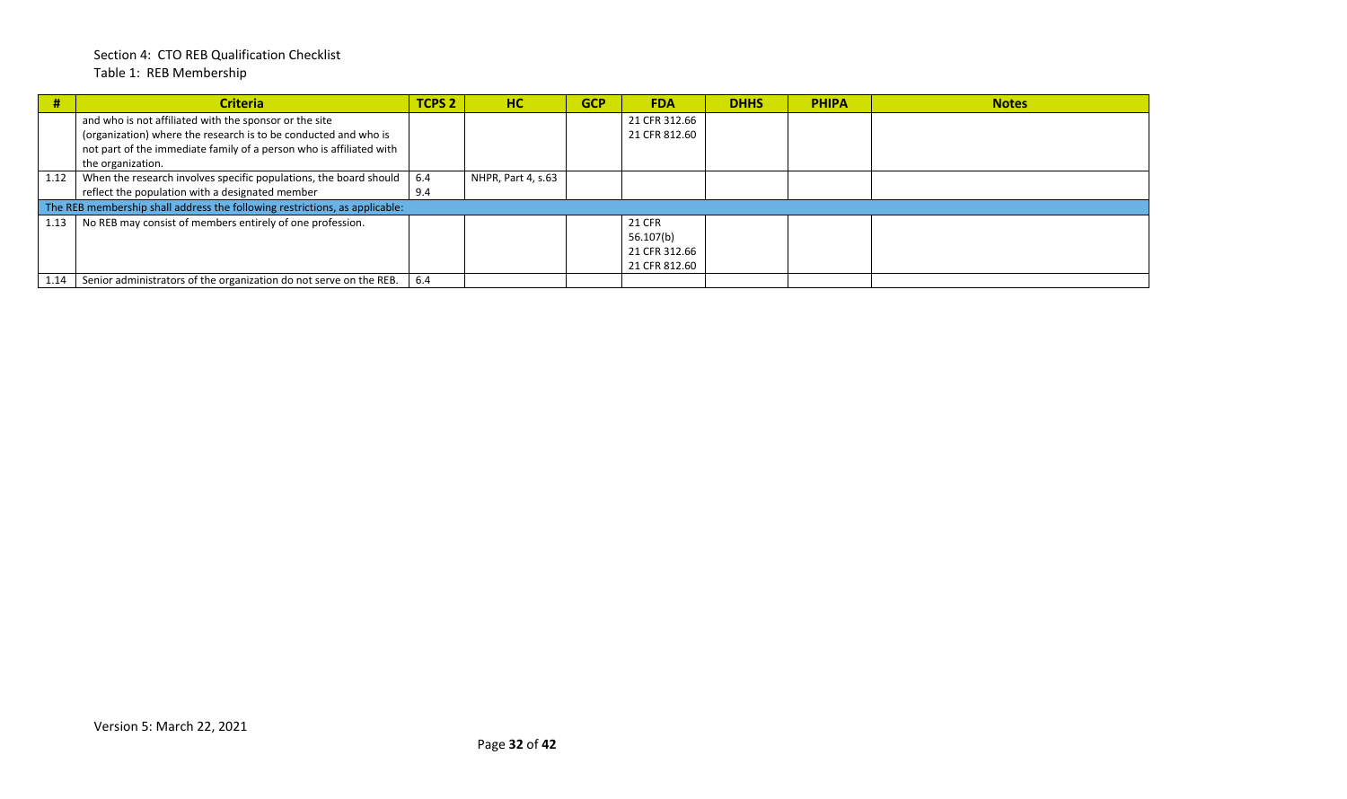Section 4: CTO REB Qualification Checklist

Table 1: REB Membership

| # | Criteria | TCPS 2 | HC | GCP | FDA | DHHS | PHIPA | Notes |
|---|---|---|---|---|---|---|---|---|
| | and who is not affiliated with the sponsor or the site (organization) where the research is to be conducted and who is not part of the immediate family of a person who is affiliated with the organization. | | | | 21 CFR 312.66<br>21 CFR 812.60 | | | |
| 1.12 | When the research involves specific populations, the board should reflect the population with a designated member | 6.4<br>9.4 | NHPR, Part 4, s.63 | | | | | |
| The REB membership shall address the following restrictions, as applicable: | | | | | | | | |
| 1.13 | No REB may consist of members entirely of one profession. | | | | 21 CFR 56.107(b)<br>21 CFR 312.66<br>21 CFR 812.60 | | | |
| 1.14 | Senior administrators of the organization do not serve on the REB. | 6.4 | | | | | | |

Version 5: March 22, 2021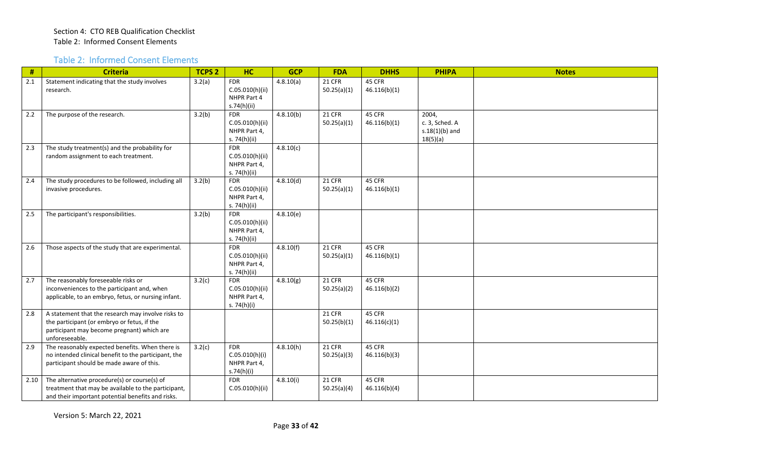Section 4: CTO REB Qualification Checklist
Table 2: Informed Consent Elements

## Table 2: Informed Consent Elements

| # | Criteria | TCPS 2 | HC | GCP | FDA | DHHS | PHIPA | Notes |
|---|---|---|---|---|---|---|---|---|
| 2.1 | Statement indicating that the study involves research. | 3.2(a) | FDR C.05.010(h)(ii) NHPR Part 4 s.74(h)(ii) | 4.8.10(a) | 21 CFR 50.25(a)(1) | 45 CFR 46.116(b)(1) | | |
| 2.2 | The purpose of the research. | 3.2(b) | FDR C.05.010(h)(ii) NHPR Part 4, s. 74(h)(ii) | 4.8.10(b) | 21 CFR 50.25(a)(1) | 45 CFR 46.116(b)(1) | 2004, c. 3, Sched. A s.18(1)(b) and 18(5)(a) | |
| 2.3 | The study treatment(s) and the probability for random assignment to each treatment. | | FDR C.05.010(h)(ii) NHPR Part 4, s. 74(h)(ii) | 4.8.10(c) | | | | |
| 2.4 | The study procedures to be followed, including all invasive procedures. | 3.2(b) | FDR C.05.010(h)(ii) NHPR Part 4, s. 74(h)(ii) | 4.8.10(d) | 21 CFR 50.25(a)(1) | 45 CFR 46.116(b)(1) | | |
| 2.5 | The participant's responsibilities. | 3.2(b) | FDR C.05.010(h)(ii) NHPR Part 4, s. 74(h)(ii) | 4.8.10(e) | | | | |
| 2.6 | Those aspects of the study that are experimental. | | FDR C.05.010(h)(ii) NHPR Part 4, s. 74(h)(ii) | 4.8.10(f) | 21 CFR 50.25(a)(1) | 45 CFR 46.116(b)(1) | | |
| 2.7 | The reasonably foreseeable risks or inconveniences to the participant and, when applicable, to an embryo, fetus, or nursing infant. | 3.2(c) | FDR C.05.010(h)(ii) NHPR Part 4, s. 74(h)(i) | 4.8.10(g) | 21 CFR 50.25(a)(2) | 45 CFR 46.116(b)(2) | | |
| 2.8 | A statement that the research may involve risks to the participant (or embryo or fetus, if the participant may become pregnant) which are unforeseeable. | | | | 21 CFR 50.25(b)(1) | 45 CFR 46.116(c)(1) | | |
| 2.9 | The reasonably expected benefits. When there is no intended clinical benefit to the participant, the participant should be made aware of this. | 3.2(c) | FDR C.05.010(h)(i) NHPR Part 4, s.74(h)(i) | 4.8.10(h) | 21 CFR 50.25(a)(3) | 45 CFR 46.116(b)(3) | | |
| 2.10 | The alternative procedure(s) or course(s) of treatment that may be available to the participant, and their important potential benefits and risks. | | FDR C.05.010(h)(ii) | 4.8.10(i) | 21 CFR 50.25(a)(4) | 45 CFR 46.116(b)(4) | | |

Version 5: March 22, 2021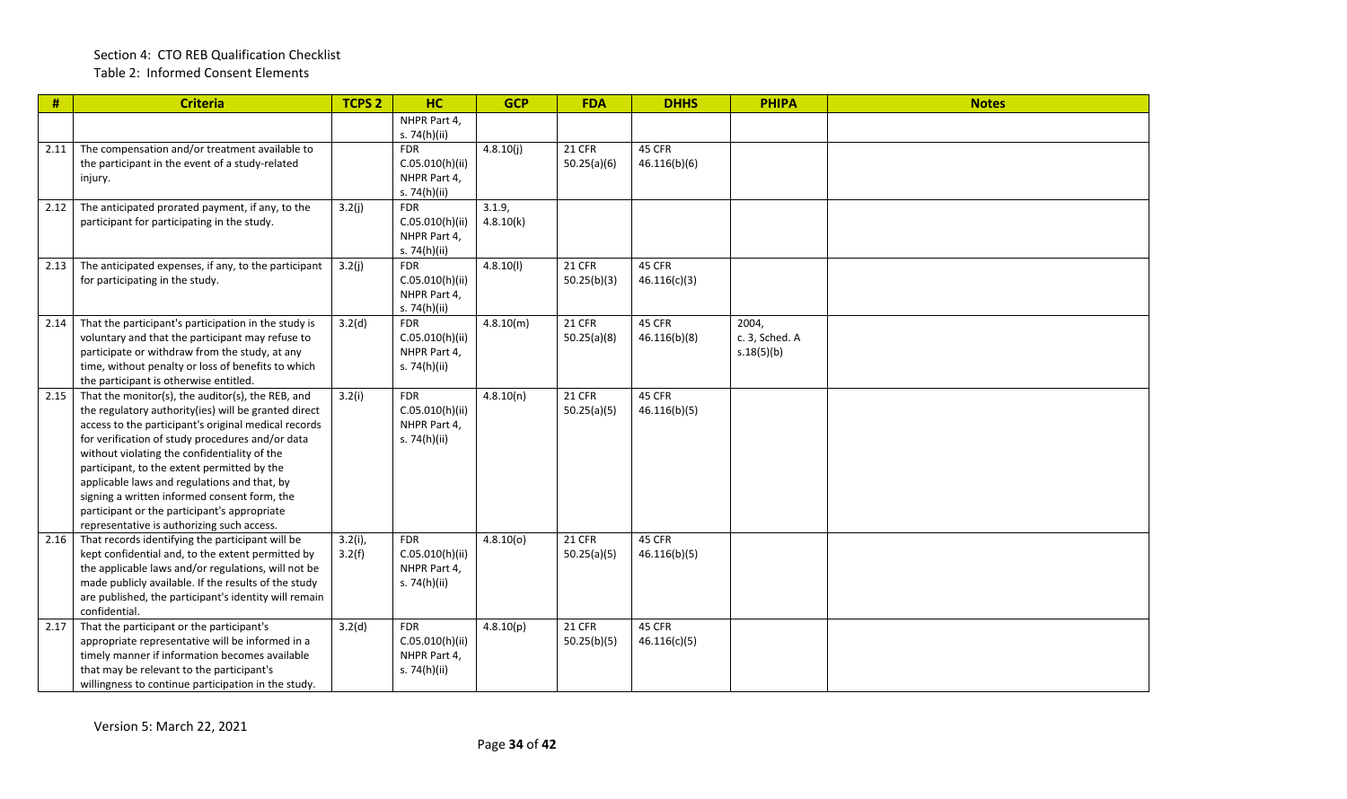Section 4: CTO REB Qualification Checklist

Table 2: Informed Consent Elements

| # | Criteria | TCPS 2 | HC | GCP | FDA | DHHS | PHIPA | Notes |
|---|---|---|---|---|---|---|---|---|
| | | | NHPR Part 4, s. 74(h)(ii) | | | | | |
| 2.11 | The compensation and/or treatment available to the participant in the event of a study-related injury. | | FDR C.05.010(h)(ii) NHPR Part 4, s. 74(h)(ii) | 4.8.10(j) | 21 CFR 50.25(a)(6) | 45 CFR 46.116(b)(6) | | |
| 2.12 | The anticipated prorated payment, if any, to the participant for participating in the study. | 3.2(j) | FDR C.05.010(h)(ii) NHPR Part 4, s. 74(h)(ii) | 3.1.9, 4.8.10(k) | | | | |
| 2.13 | The anticipated expenses, if any, to the participant for participating in the study. | 3.2(j) | FDR C.05.010(h)(ii) NHPR Part 4, s. 74(h)(ii) | 4.8.10(l) | 21 CFR 50.25(b)(3) | 45 CFR 46.116(c)(3) | | |
| 2.14 | That the participant's participation in the study is voluntary and that the participant may refuse to participate or withdraw from the study, at any time, without penalty or loss of benefits to which the participant is otherwise entitled. | 3.2(d) | FDR C.05.010(h)(ii) NHPR Part 4, s. 74(h)(ii) | 4.8.10(m) | 21 CFR 50.25(a)(8) | 45 CFR 46.116(b)(8) | 2004, c. 3, Sched. A s.18(5)(b) | |
| 2.15 | That the monitor(s), the auditor(s), the REB, and the regulatory authority(ies) will be granted direct access to the participant's original medical records for verification of study procedures and/or data without violating the confidentiality of the participant, to the extent permitted by the applicable laws and regulations and that, by signing a written informed consent form, the participant or the participant's appropriate representative is authorizing such access. | 3.2(i) | FDR C.05.010(h)(ii) NHPR Part 4, s. 74(h)(ii) | 4.8.10(n) | 21 CFR 50.25(a)(5) | 45 CFR 46.116(b)(5) | | |
| 2.16 | That records identifying the participant will be kept confidential and, to the extent permitted by the applicable laws and/or regulations, will not be made publicly available. If the results of the study are published, the participant's identity will remain confidential. | 3.2(i), 3.2(f) | FDR C.05.010(h)(ii) NHPR Part 4, s. 74(h)(ii) | 4.8.10(o) | 21 CFR 50.25(a)(5) | 45 CFR 46.116(b)(5) | | |
| 2.17 | That the participant or the participant's appropriate representative will be informed in a timely manner if information becomes available that may be relevant to the participant's willingness to continue participation in the study. | 3.2(d) | FDR C.05.010(h)(ii) NHPR Part 4, s. 74(h)(ii) | 4.8.10(p) | 21 CFR 50.25(b)(5) | 45 CFR 46.116(c)(5) | | |

Version 5: March 22, 2021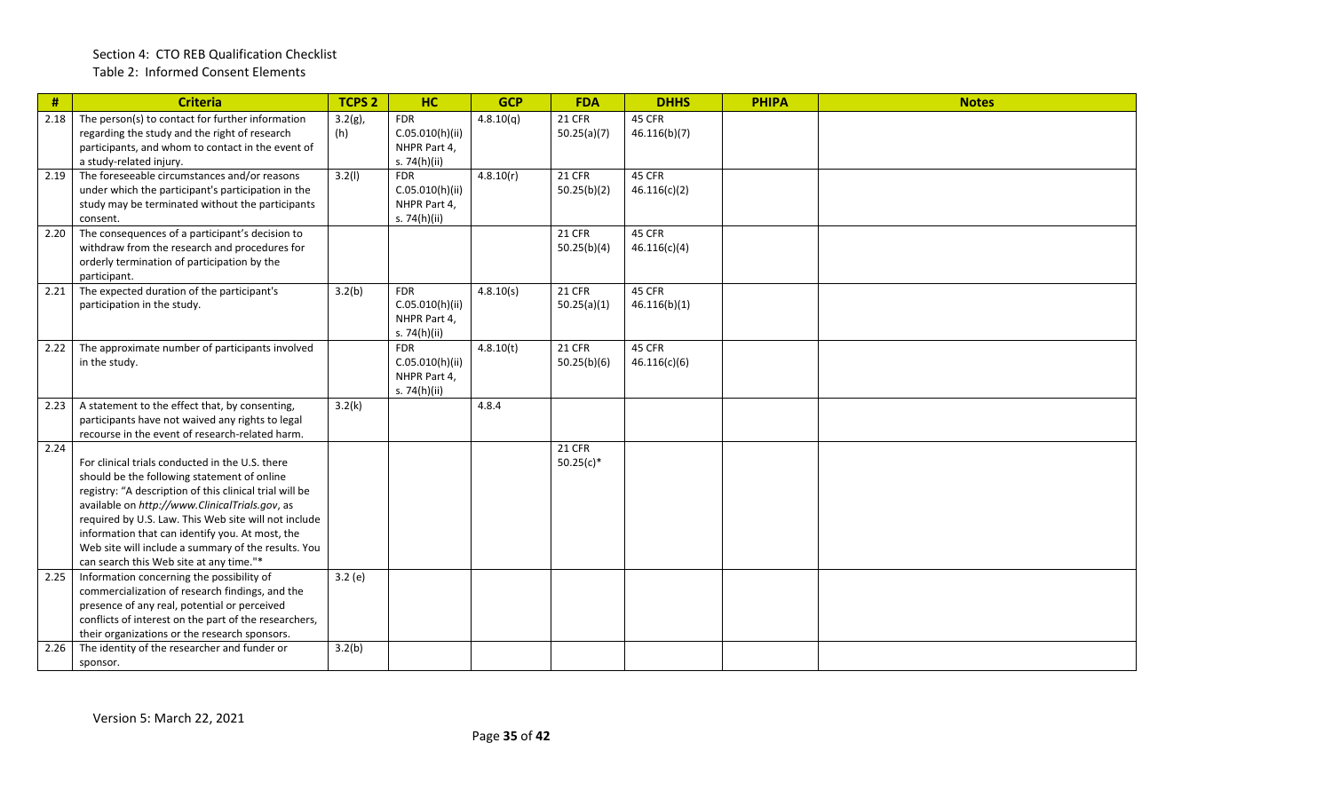Section 4: CTO REB Qualification Checklist

Table 2: Informed Consent Elements

| # | Criteria | TCPS 2 | HC | GCP | FDA | DHHS | PHIPA | Notes |
|---|---|---|---|---|---|---|---|---|
| 2.18 | The person(s) to contact for further information regarding the study and the right of research participants, and whom to contact in the event of a study-related injury. | 3.2(g), (h) | FDR C.05.010(h)(ii) NHPR Part 4, s. 74(h)(ii) | 4.8.10(q) | 21 CFR 50.25(a)(7) | 45 CFR 46.116(b)(7) | | |
| 2.19 | The foreseeable circumstances and/or reasons under which the participant's participation in the study may be terminated without the participants consent. | 3.2(l) | FDR C.05.010(h)(ii) NHPR Part 4, s. 74(h)(ii) | 4.8.10(r) | 21 CFR 50.25(b)(2) | 45 CFR 46.116(c)(2) | | |
| 2.20 | The consequences of a participant's decision to withdraw from the research and procedures for orderly termination of participation by the participant. | | | | 21 CFR 50.25(b)(4) | 45 CFR 46.116(c)(4) | | |
| 2.21 | The expected duration of the participant's participation in the study. | 3.2(b) | FDR C.05.010(h)(ii) NHPR Part 4, s. 74(h)(ii) | 4.8.10(s) | 21 CFR 50.25(a)(1) | 45 CFR 46.116(b)(1) | | |
| 2.22 | The approximate number of participants involved in the study. | | FDR C.05.010(h)(ii) NHPR Part 4, s. 74(h)(ii) | 4.8.10(t) | 21 CFR 50.25(b)(6) | 45 CFR 46.116(c)(6) | | |
| 2.23 | A statement to the effect that, by consenting, participants have not waived any rights to legal recourse in the event of research-related harm. | 3.2(k) | | 4.8.4 | | | | |
| 2.24 | For clinical trials conducted in the U.S. there should be the following statement of online registry: "A description of this clinical trial will be available on *http://www.ClinicalTrials.gov*, as required by U.S. Law. This Web site will not include information that can identify you. At most, the Web site will include a summary of the results. You can search this Web site at any time."* | | | | 21 CFR 50.25(c)* | | | |
| 2.25 | Information concerning the possibility of commercialization of research findings, and the presence of any real, potential or perceived conflicts of interest on the part of the researchers, their organizations or the research sponsors. | 3.2 (e) | | | | | | |
| 2.26 | The identity of the researcher and funder or sponsor. | 3.2(b) | | | | | | |

Version 5: March 22, 2021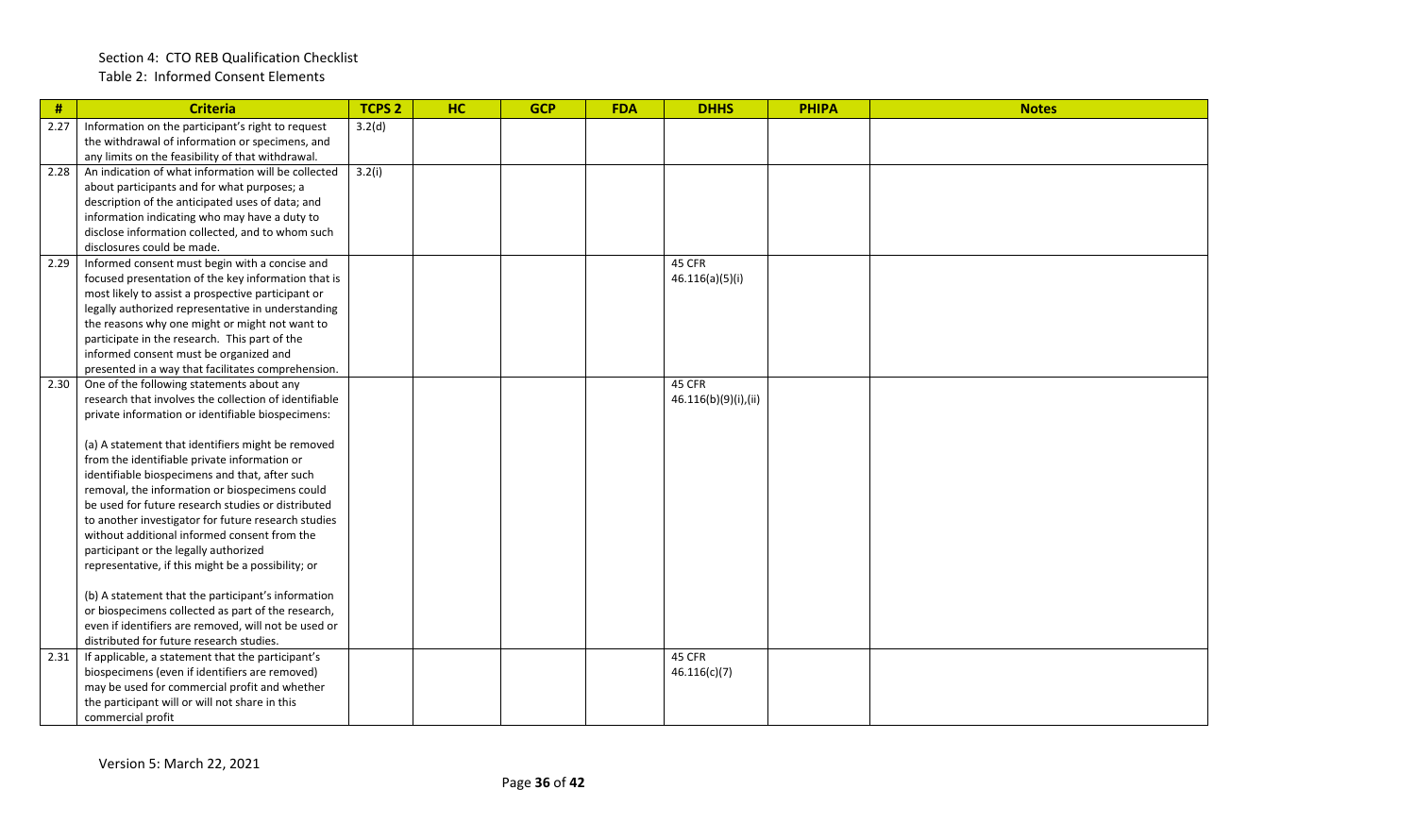Section 4: CTO REB Qualification Checklist

Table 2: Informed Consent Elements

| # | Criteria | TCPS 2 | HC | GCP | FDA | DHHS | PHIPA | Notes |
|---|---|---|---|---|---|---|---|---|
| 2.27 | Information on the participant's right to request the withdrawal of information or specimens, and any limits on the feasibility of that withdrawal. | 3.2(d) | | | | | | |
| 2.28 | An indication of what information will be collected about participants and for what purposes; a description of the anticipated uses of data; and information indicating who may have a duty to disclose information collected, and to whom such disclosures could be made. | 3.2(i) | | | | | | |
| 2.29 | Informed consent must begin with a concise and focused presentation of the key information that is most likely to assist a prospective participant or legally authorized representative in understanding the reasons why one might or might not want to participate in the research. This part of the informed consent must be organized and presented in a way that facilitates comprehension. | | | | | 45 CFR 46.116(a)(5)(i) | | |
| 2.30 | One of the following statements about any research that involves the collection of identifiable private information or identifiable biospecimens:<br><br>(a) A statement that identifiers might be removed from the identifiable private information or identifiable biospecimens and that, after such removal, the information or biospecimens could be used for future research studies or distributed to another investigator for future research studies without additional informed consent from the participant or the legally authorized representative, if this might be a possibility; or<br><br>(b) A statement that the participant's information or biospecimens collected as part of the research, even if identifiers are removed, will not be used or distributed for future research studies. | | | | | 45 CFR 46.116(b)(9)(i),(ii) | | |
| 2.31 | If applicable, a statement that the participant's biospecimens (even if identifiers are removed) may be used for commercial profit and whether the participant will or will not share in this commercial profit | | | | | 45 CFR 46.116(c)(7) | | |

Version 5: March 22, 2021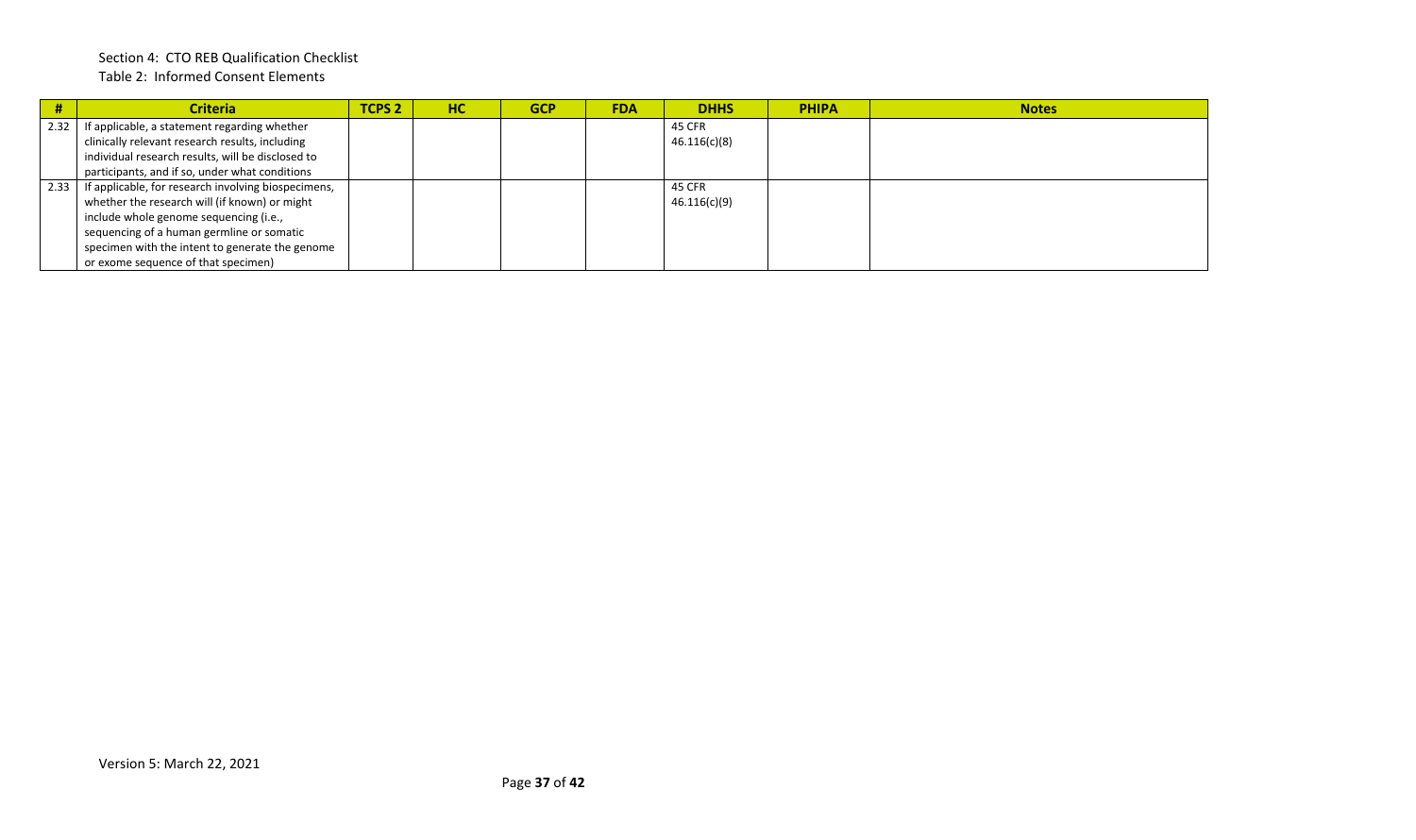Section 4: CTO REB Qualification Checklist

Table 2: Informed Consent Elements

| # | Criteria | TCPS 2 | HC | GCP | FDA | DHHS | PHIPA | Notes |
|---|---|---|---|---|---|---|---|---|
| 2.32 | If applicable, a statement regarding whether clinically relevant research results, including individual research results, will be disclosed to participants, and if so, under what conditions | | | | | 45 CFR 46.116(c)(8) | | |
| 2.33 | If applicable, for research involving biospecimens, whether the research will (if known) or might include whole genome sequencing (i.e., sequencing of a human germline or somatic specimen with the intent to generate the genome or exome sequence of that specimen) | | | | | 45 CFR 46.116(c)(9) | | |

Version 5: March 22, 2021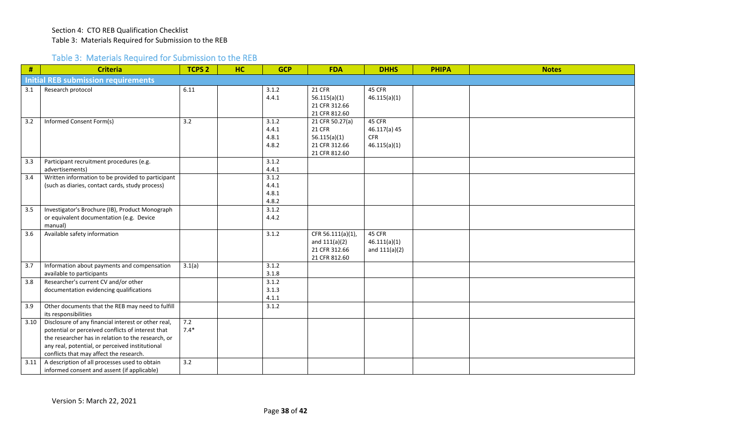Section 4: CTO REB Qualification Checklist

Table 3: Materials Required for Submission to the REB

## Table 3: Materials Required for Submission to the REB

| # | Criteria | TCPS 2 | HC | GCP | FDA | DHHS | PHIPA | Notes |
|---|---|---|---|---|---|---|---|---|
| **Initial REB submission requirements** | | | | | | | | |
| 3.1 | Research protocol | 6.11 | | 3.1.2<br>4.4.1 | 21 CFR 56.115(a)(1)<br>21 CFR 312.66<br>21 CFR 812.60 | 45 CFR 46.115(a)(1) | | |
| 3.2 | Informed Consent Form(s) | 3.2 | | 3.1.2<br>4.4.1<br>4.8.1<br>4.8.2 | 21 CFR 50.27(a)<br>21 CFR 56.115(a)(1)<br>21 CFR 312.66<br>21 CFR 812.60 | 45 CFR 46.117(a) 45 CFR 46.115(a)(1) | | |
| 3.3 | Participant recruitment procedures (e.g. advertisements) | | | 3.1.2<br>4.4.1 | | | | |
| 3.4 | Written information to be provided to participant (such as diaries, contact cards, study process) | | | 3.1.2<br>4.4.1<br>4.8.1<br>4.8.2 | | | | |
| 3.5 | Investigator's Brochure (IB), Product Monograph or equivalent documentation (e.g. Device manual) | | | 3.1.2<br>4.4.2 | | | | |
| 3.6 | Available safety information | | | 3.1.2 | CFR 56.111(a)(1), and 111(a)(2)<br>21 CFR 312.66<br>21 CFR 812.60 | 45 CFR 46.111(a)(1) and 111(a)(2) | | |
| 3.7 | Information about payments and compensation available to participants | 3.1(a) | | 3.1.2<br>3.1.8 | | | | |
| 3.8 | Researcher's current CV and/or other documentation evidencing qualifications | | | 3.1.2<br>3.1.3<br>4.1.1 | | | | |
| 3.9 | Other documents that the REB may need to fulfill its responsibilities | | | 3.1.2 | | | | |
| 3.10 | Disclosure of any financial interest or other real, potential or perceived conflicts of interest that the researcher has in relation to the research, or any real, potential, or perceived institutional conflicts that may affect the research. | 7.2<br>7.4* | | | | | | |
| 3.11 | A description of all processes used to obtain informed consent and assent (if applicable) | 3.2 | | | | | | |

Version 5: March 22, 2021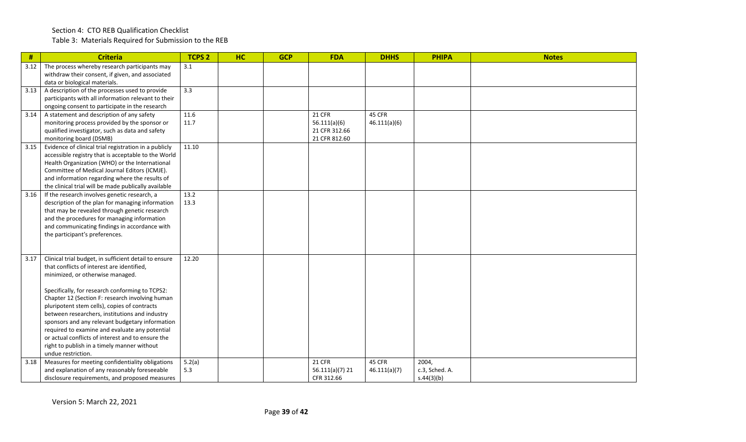## Section 4: CTO REB Qualification Checklist

### Table 3: Materials Required for Submission to the REB

| # | Criteria | TCPS 2 | HC | GCP | FDA | DHHS | PHIPA | Notes |
|---|---|---|---|---|---|---|---|---|
| 3.12 | The process whereby research participants may withdraw their consent, if given, and associated data or biological materials. | 3.1 | | | | | | |
| 3.13 | A description of the processes used to provide participants with all information relevant to their ongoing consent to participate in the research | 3.3 | | | | | | |
| 3.14 | A statement and description of any safety monitoring process provided by the sponsor or qualified investigator, such as data and safety monitoring board (DSMB) | 11.6<br>11.7 | | | 21 CFR 56.111(a)(6)<br>21 CFR 312.66<br>21 CFR 812.60 | 45 CFR 46.111(a)(6) | | |
| 3.15 | Evidence of clinical trial registration in a publicly accessible registry that is acceptable to the World Health Organization (WHO) or the International Committee of Medical Journal Editors (ICMJE). and information regarding where the results of the clinical trial will be made publically available | 11.10 | | | | | | |
| 3.16 | If the research involves genetic research, a description of the plan for managing information that may be revealed through genetic research and the procedures for managing information and communicating findings in accordance with the participant's preferences. | 13.2<br>13.3 | | | | | | |
| 3.17 | Clinical trial budget, in sufficient detail to ensure that conflicts of interest are identified, minimized, or otherwise managed.<br><br>Specifically, for research conforming to TCPS2: Chapter 12 (Section F: research involving human pluripotent stem cells), copies of contracts between researchers, institutions and industry sponsors and any relevant budgetary information required to examine and evaluate any potential or actual conflicts of interest and to ensure the right to publish in a timely manner without undue restriction. | 12.20 | | | | | | |
| 3.18 | Measures for meeting confidentiality obligations and explanation of any reasonably foreseeable disclosure requirements, and proposed measures | 5.2(a)<br>5.3 | | | 21 CFR 56.111(a)(7) 21 CFR 312.66 | 45 CFR 46.111(a)(7) | 2004, c.3, Sched. A. s.44(3)(b) | |

Version 5: March 22, 2021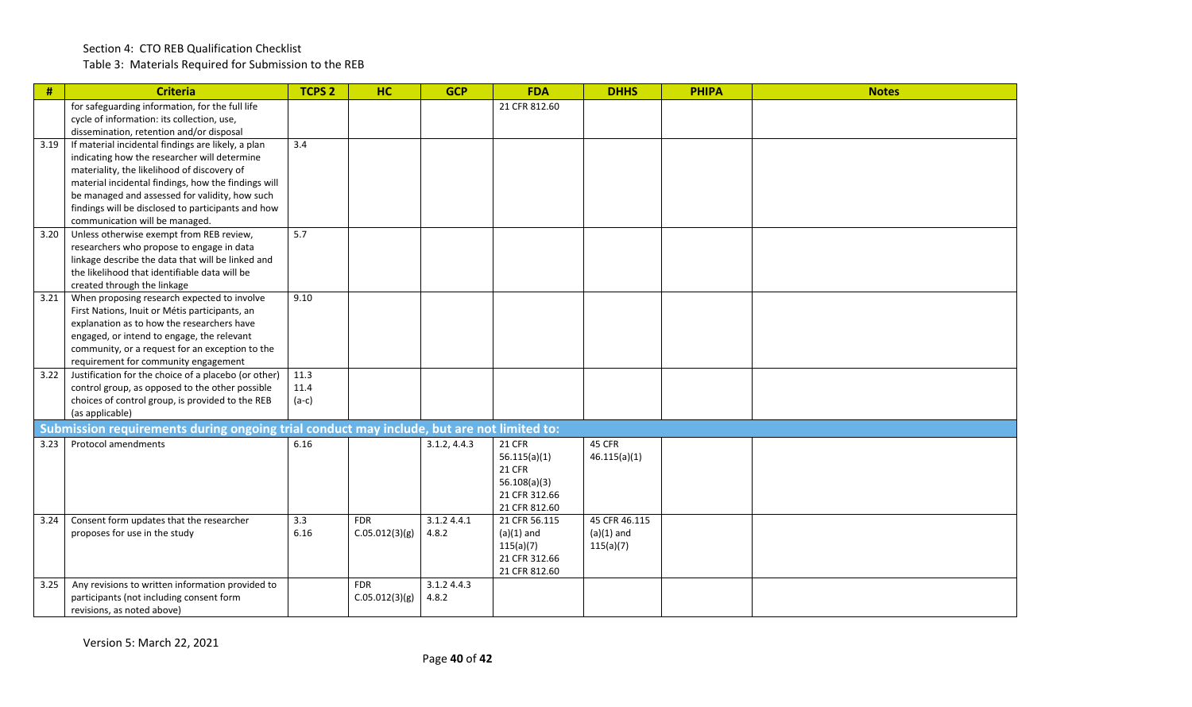Section 4: CTO REB Qualification Checklist

Table 3: Materials Required for Submission to the REB

| # | Criteria | TCPS 2 | HC | GCP | FDA | DHHS | PHIPA | Notes |
|---|---|---|---|---|---|---|---|---|
| | for safeguarding information, for the full life cycle of information: its collection, use, dissemination, retention and/or disposal | | | | 21 CFR 812.60 | | | |
| 3.19 | If material incidental findings are likely, a plan indicating how the researcher will determine materiality, the likelihood of discovery of material incidental findings, how the findings will be managed and assessed for validity, how such findings will be disclosed to participants and how communication will be managed. | 3.4 | | | | | | |
| 3.20 | Unless otherwise exempt from REB review, researchers who propose to engage in data linkage describe the data that will be linked and the likelihood that identifiable data will be created through the linkage | 5.7 | | | | | | |
| 3.21 | When proposing research expected to involve First Nations, Inuit or Métis participants, an explanation as to how the researchers have engaged, or intend to engage, the relevant community, or a request for an exception to the requirement for community engagement | 9.10 | | | | | | |
| 3.22 | Justification for the choice of a placebo (or other) control group, as opposed to the other possible choices of control group, is provided to the REB (as applicable) | 11.3 11.4 (a-c) | | | | | | |
| **Submission requirements during ongoing trial conduct may include, but are not limited to:** | | | | | | | | |
| 3.23 | Protocol amendments | 6.16 | | 3.1.2, 4.4.3 | 21 CFR 56.115(a)(1) 21 CFR 56.108(a)(3) 21 CFR 312.66 21 CFR 812.60 | 45 CFR 46.115(a)(1) | | |
| 3.24 | Consent form updates that the researcher proposes for use in the study | 3.3 6.16 | FDR C.05.012(3)(g) | 3.1.2 4.4.1 4.8.2 | 21 CFR 56.115 (a)(1) and 115(a)(7) 21 CFR 312.66 21 CFR 812.60 | 45 CFR 46.115 (a)(1) and 115(a)(7) | | |
| 3.25 | Any revisions to written information provided to participants (not including consent form revisions, as noted above) | | FDR C.05.012(3)(g) | 3.1.2 4.4.3 4.8.2 | | | | |

Version 5: March 22, 2021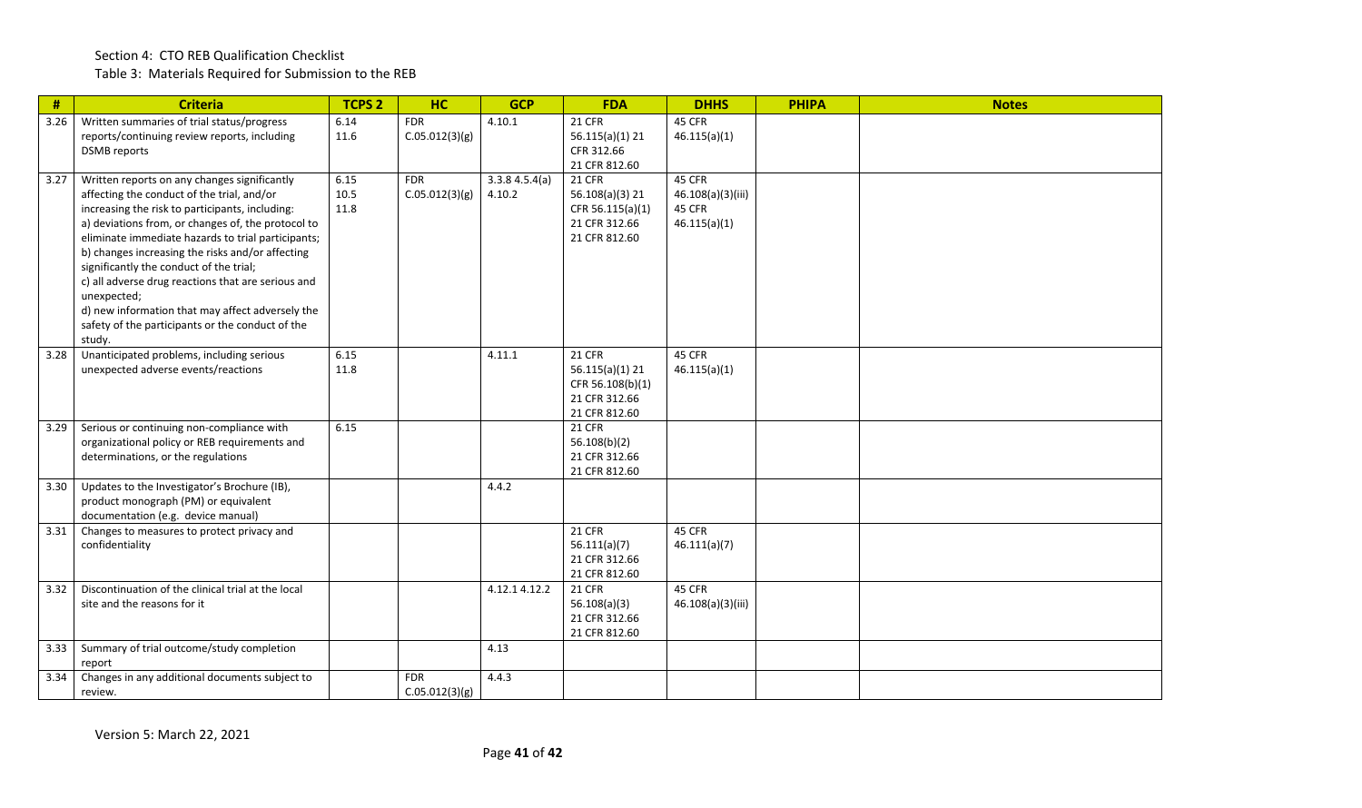Section 4: CTO REB Qualification Checklist

Table 3: Materials Required for Submission to the REB

| # | Criteria | TCPS 2 | HC | GCP | FDA | DHHS | PHIPA | Notes |
|---|---|---|---|---|---|---|---|---|
| 3.26 | Written summaries of trial status/progress reports/continuing review reports, including DSMB reports | 6.14 11.6 | FDR C.05.012(3)(g) | 4.10.1 | 21 CFR 56.115(a)(1) 21 CFR 312.66 21 CFR 812.60 | 45 CFR 46.115(a)(1) | | |
| 3.27 | Written reports on any changes significantly affecting the conduct of the trial, and/or increasing the risk to participants, including: a) deviations from, or changes of, the protocol to eliminate immediate hazards to trial participants; b) changes increasing the risks and/or affecting significantly the conduct of the trial; c) all adverse drug reactions that are serious and unexpected; d) new information that may affect adversely the safety of the participants or the conduct of the study. | 6.15 10.5 11.8 | FDR C.05.012(3)(g) | 3.3.8 4.5.4(a) 4.10.2 | 21 CFR 56.108(a)(3) 21 CFR 56.115(a)(1) 21 CFR 312.66 21 CFR 812.60 | 45 CFR 46.108(a)(3)(iii) 45 CFR 46.115(a)(1) | | |
| 3.28 | Unanticipated problems, including serious unexpected adverse events/reactions | 6.15 11.8 | | 4.11.1 | 21 CFR 56.115(a)(1) 21 CFR 56.108(b)(1) 21 CFR 312.66 21 CFR 812.60 | 45 CFR 46.115(a)(1) | | |
| 3.29 | Serious or continuing non-compliance with organizational policy or REB requirements and determinations, or the regulations | 6.15 | | | 21 CFR 56.108(b)(2) 21 CFR 312.66 21 CFR 812.60 | | | |
| 3.30 | Updates to the Investigator's Brochure (IB), product monograph (PM) or equivalent documentation (e.g. device manual) | | | 4.4.2 | | | | |
| 3.31 | Changes to measures to protect privacy and confidentiality | | | | 21 CFR 56.111(a)(7) 21 CFR 312.66 21 CFR 812.60 | 45 CFR 46.111(a)(7) | | |
| 3.32 | Discontinuation of the clinical trial at the local site and the reasons for it | | | 4.12.1 4.12.2 | 21 CFR 56.108(a)(3) 21 CFR 312.66 21 CFR 812.60 | 45 CFR 46.108(a)(3)(iii) | | |
| 3.33 | Summary of trial outcome/study completion report | | | 4.13 | | | | |
| 3.34 | Changes in any additional documents subject to review. | | FDR C.05.012(3)(g) | 4.4.3 | | | | |

Version 5: March 22, 2021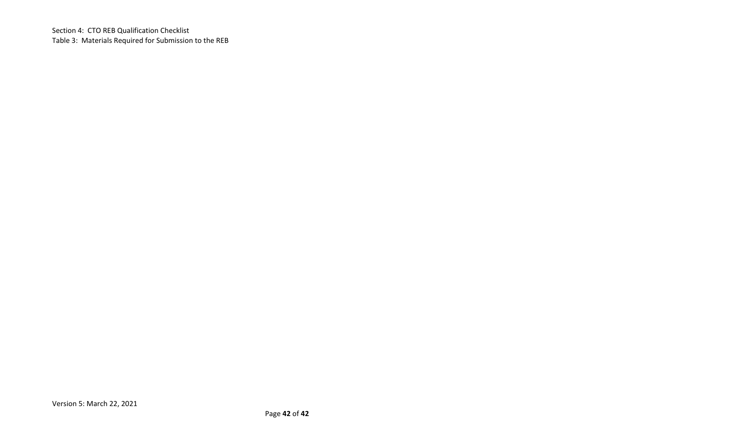Section 4: CTO REB Qualification Checklist

Table 3: Materials Required for Submission to the REB